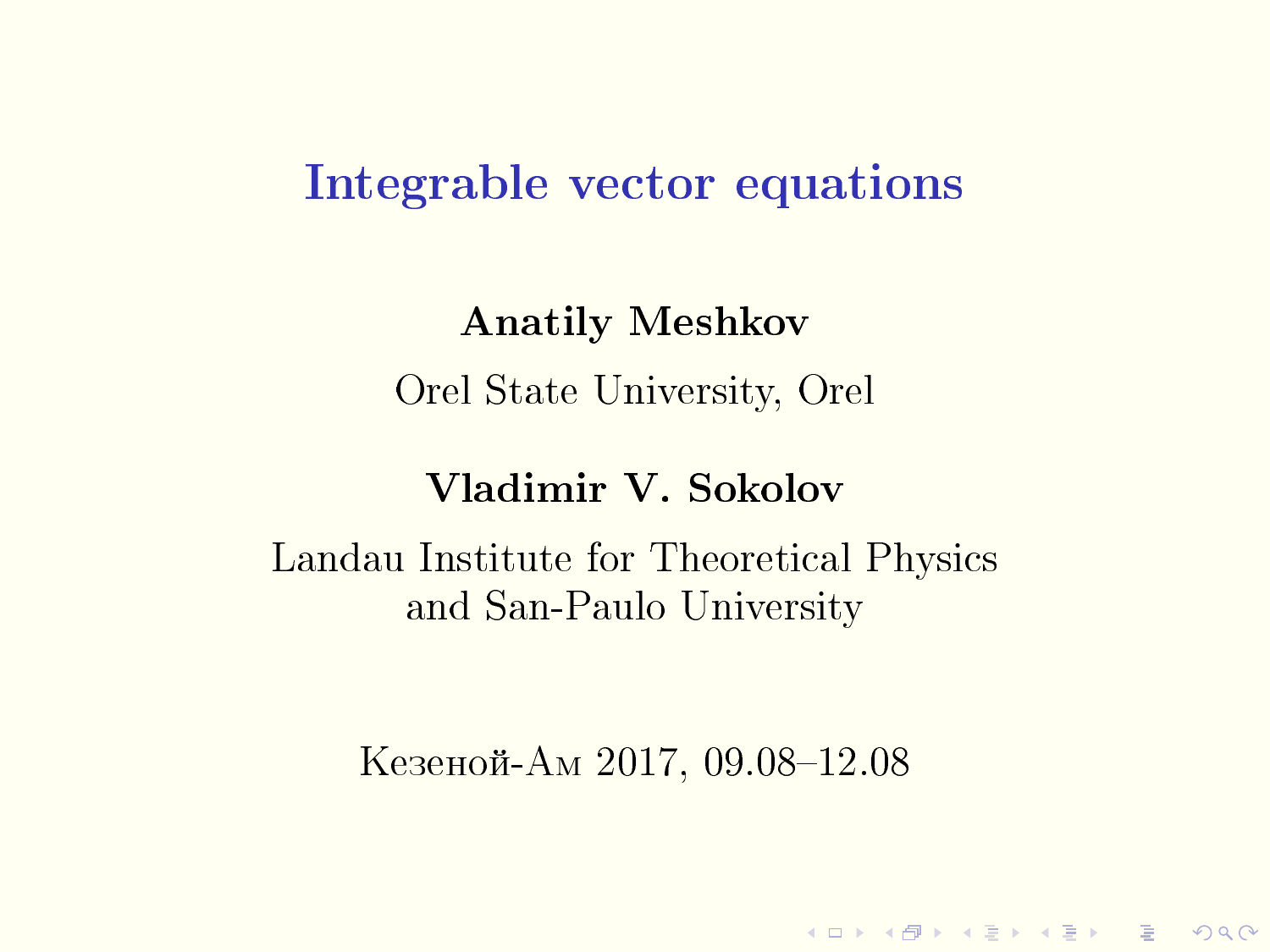# Integrable vector equations

**Anatily Meshkov**

Orel State University, Orel

**Vladimir V. Sokolov**

Landau Institute for Theoretical Physics
and San-Paulo University

Кезеной-Ам 2017, 09.08–12.08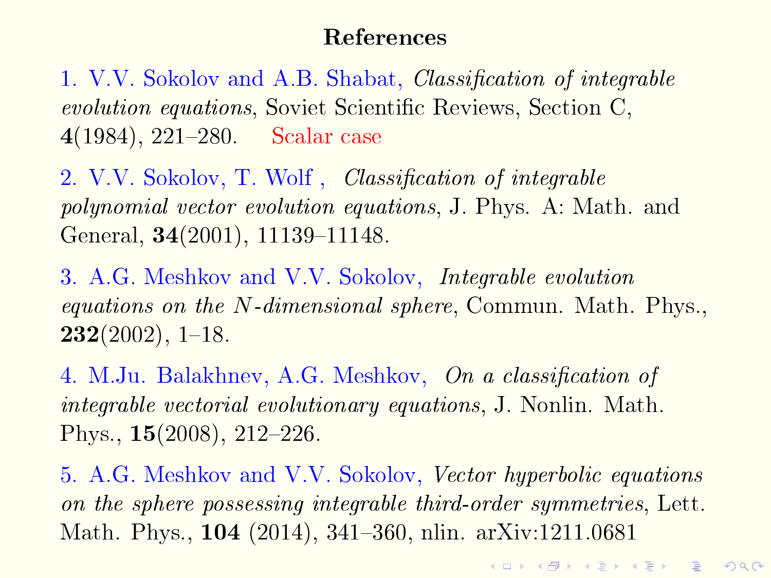# References

1. V.V. Sokolov and A.B. Shabat, *Classification of integrable evolution equations*, Soviet Scientific Reviews, Section C, **4**(1984), 221–280. Scalar case

2. V.V. Sokolov, T. Wolf , *Classification of integrable polynomial vector evolution equations*, J. Phys. A: Math. and General, **34**(2001), 11139–11148.

3. A.G. Meshkov and V.V. Sokolov, *Integrable evolution equations on the $N$-dimensional sphere*, Commun. Math. Phys., **232**(2002), 1–18.

4. M.Ju. Balakhnev, A.G. Meshkov, *On a classification of integrable vectorial evolutionary equations*, J. Nonlin. Math. Phys., **15**(2008), 212–226.

5. A.G. Meshkov and V.V. Sokolov, *Vector hyperbolic equations on the sphere possessing integrable third-order symmetries*, Lett. Math. Phys., **104** (2014), 341–360, nlin. arXiv:1211.0681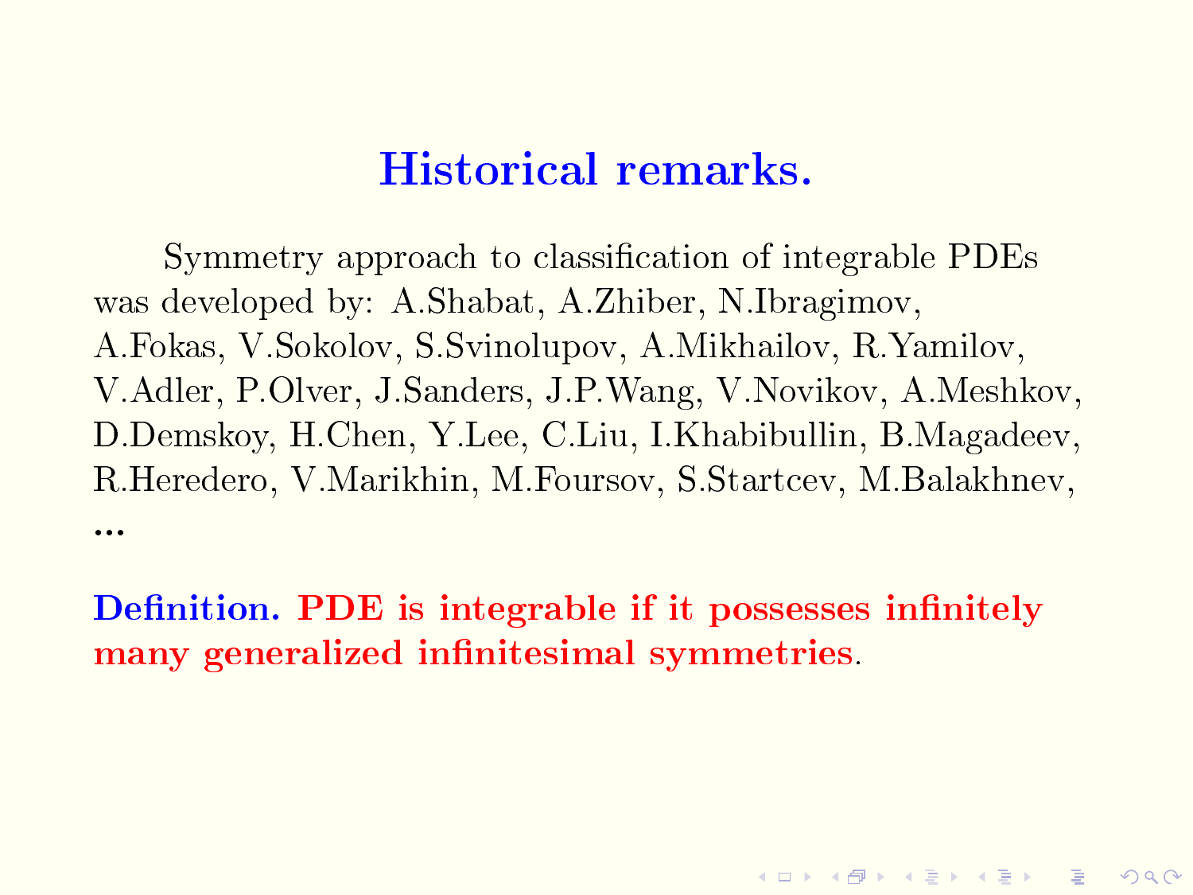# Historical remarks.

Symmetry approach to classification of integrable PDEs was developed by: A.Shabat, A.Zhiber, N.Ibragimov, A.Fokas, V.Sokolov, S.Svinolupov, A.Mikhailov, R.Yamilov, V.Adler, P.Olver, J.Sanders, J.P.Wang, V.Novikov, A.Meshkov, D.Demskoy, H.Chen, Y.Lee, C.Liu, I.Khabibullin, B.Magadeev, R.Heredero, V.Marikhin, M.Foursov, S.Startcev, M.Balakhnev, ...

**Definition. PDE is integrable if it possesses infinitely many generalized infinitesimal symmetries**.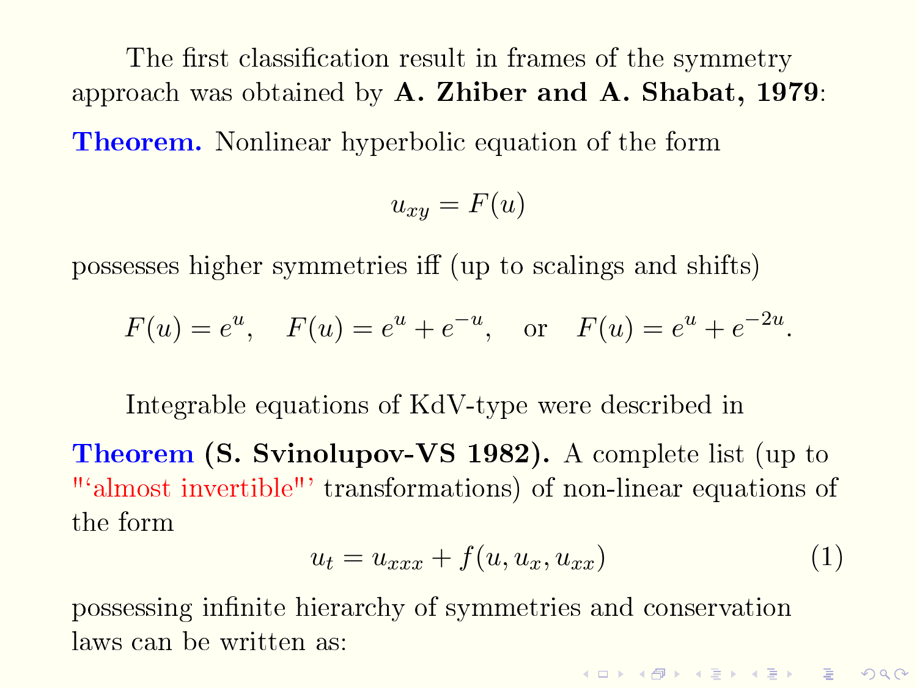The first classification result in frames of the symmetry approach was obtained by **A. Zhiber and A. Shabat, 1979**:

**Theorem.** Nonlinear hyperbolic equation of the form

$$u_{xy} = F(u)$$

possesses higher symmetries iff (up to scalings and shifts)

$$F(u) = e^u, \quad F(u) = e^u + e^{-u}, \quad \text{or} \quad F(u) = e^u + e^{-2u}.$$

Integrable equations of KdV-type were described in

**Theorem (S. Svinolupov-VS 1982).** A complete list (up to "'almost invertible"' transformations) of non-linear equations of the form

$$u_t = u_{xxx} + f(u, u_x, u_{xx}) \tag{1}$$

possessing infinite hierarchy of symmetries and conservation laws can be written as: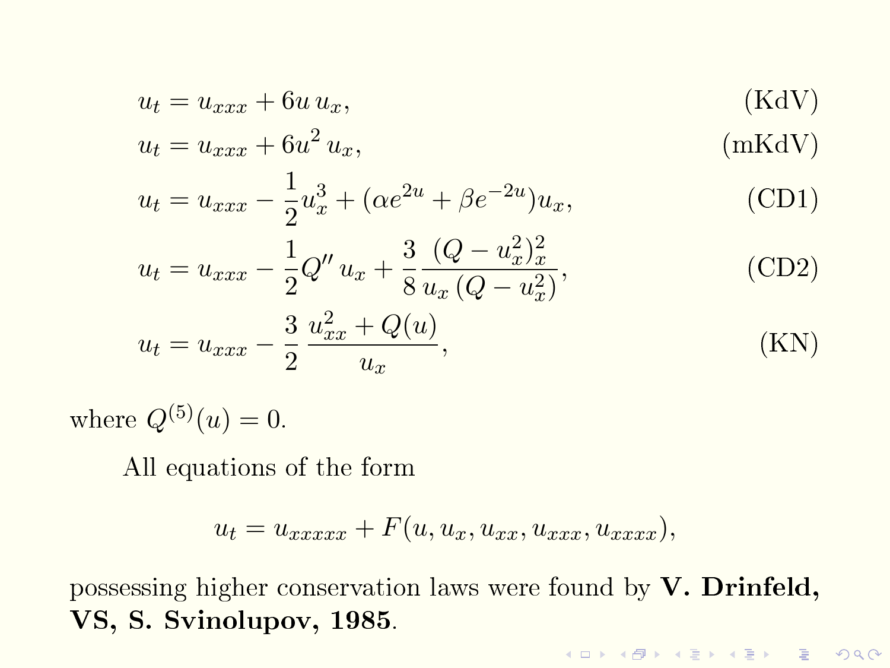$$u_t = u_{xxx} + 6u\, u_x, \tag{KdV}$$

$$u_t = u_{xxx} + 6u^2\, u_x, \tag{mKdV}$$

$$u_t = u_{xxx} - \frac{1}{2}u_x^3 + (\alpha e^{2u} + \beta e^{-2u})u_x, \tag{CD1}$$

$$u_t = u_{xxx} - \frac{1}{2}Q''\, u_x + \frac{3}{8}\frac{(Q - u_x^2)_x^2}{u_x\,(Q - u_x^2)}, \tag{CD2}$$

$$u_t = u_{xxx} - \frac{3}{2}\,\frac{u_{xx}^2 + Q(u)}{u_x}, \tag{KN}$$

where $Q^{(5)}(u) = 0$.

All equations of the form

$$u_t = u_{xxxxx} + F(u, u_x, u_{xx}, u_{xxx}, u_{xxxx}),$$

possessing higher conservation laws were found by **V. Drinfeld, VS, S. Svinolupov, 1985**.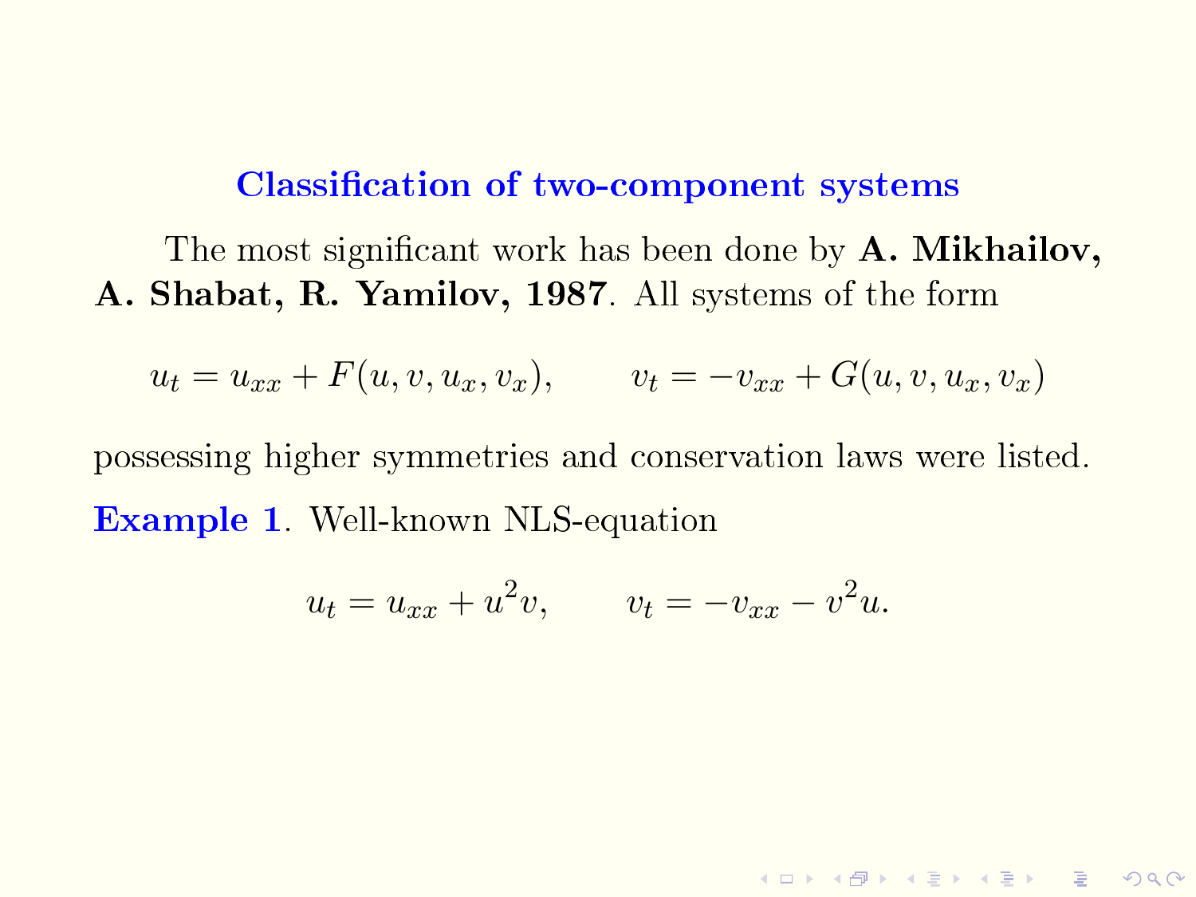## Classification of two-component systems

The most significant work has been done by **A. Mikhailov, A. Shabat, R. Yamilov, 1987**. All systems of the form

$$u_t = u_{xx} + F(u, v, u_x, v_x), \qquad v_t = -v_{xx} + G(u, v, u_x, v_x)$$

possessing higher symmetries and conservation laws were listed.

**Example 1**. Well-known NLS-equation

$$u_t = u_{xx} + u^2 v, \qquad v_t = -v_{xx} - v^2 u.$$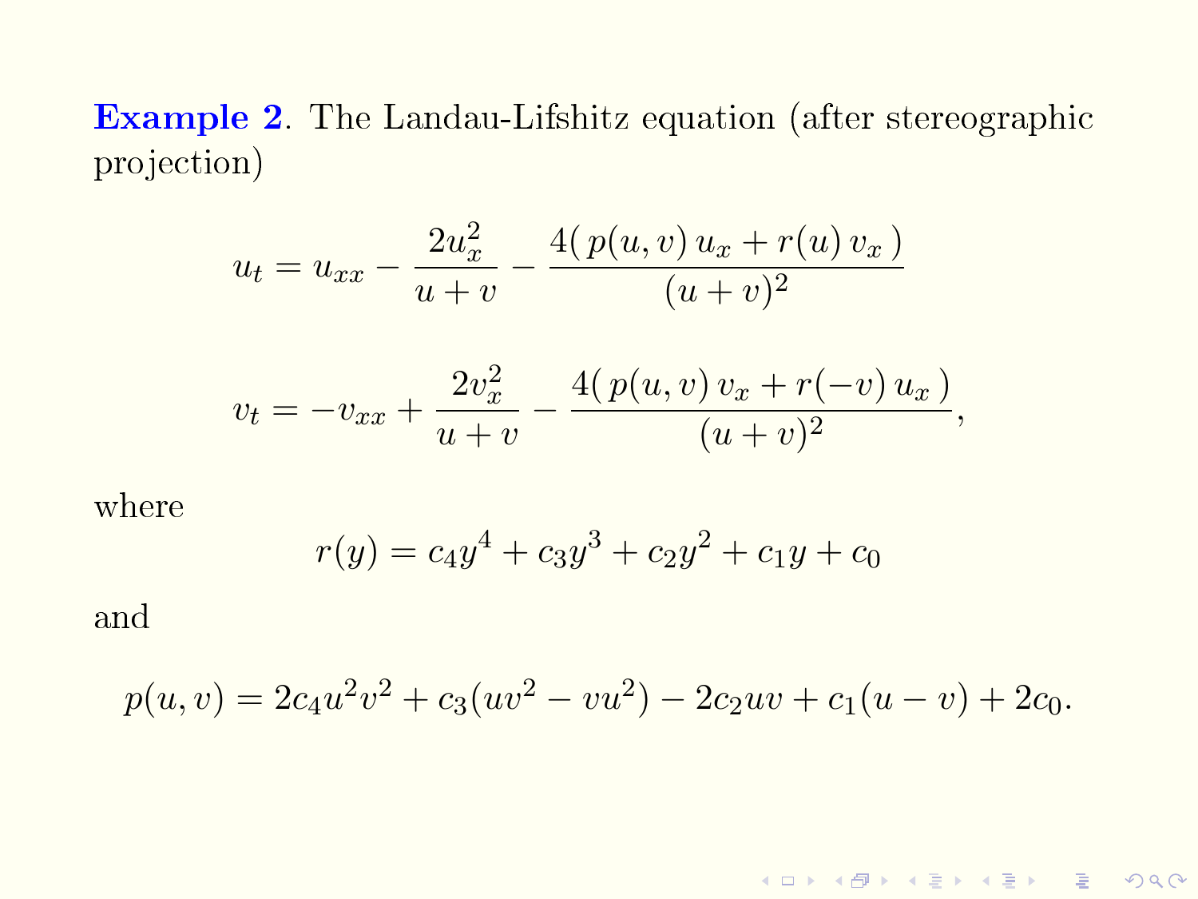**Example 2**. The Landau-Lifshitz equation (after stereographic projection)

$$u_t = u_{xx} - \frac{2u_x^2}{u+v} - \frac{4(\, p(u,v)\, u_x + r(u)\, v_x\,)}{(u+v)^2}$$

$$v_t = -v_{xx} + \frac{2v_x^2}{u+v} - \frac{4(\, p(u,v)\, v_x + r(-v)\, u_x\,)}{(u+v)^2},$$

where

$$r(y) = c_4 y^4 + c_3 y^3 + c_2 y^2 + c_1 y + c_0$$

and

$$p(u,v) = 2c_4 u^2 v^2 + c_3(uv^2 - vu^2) - 2c_2 uv + c_1(u - v) + 2c_0.$$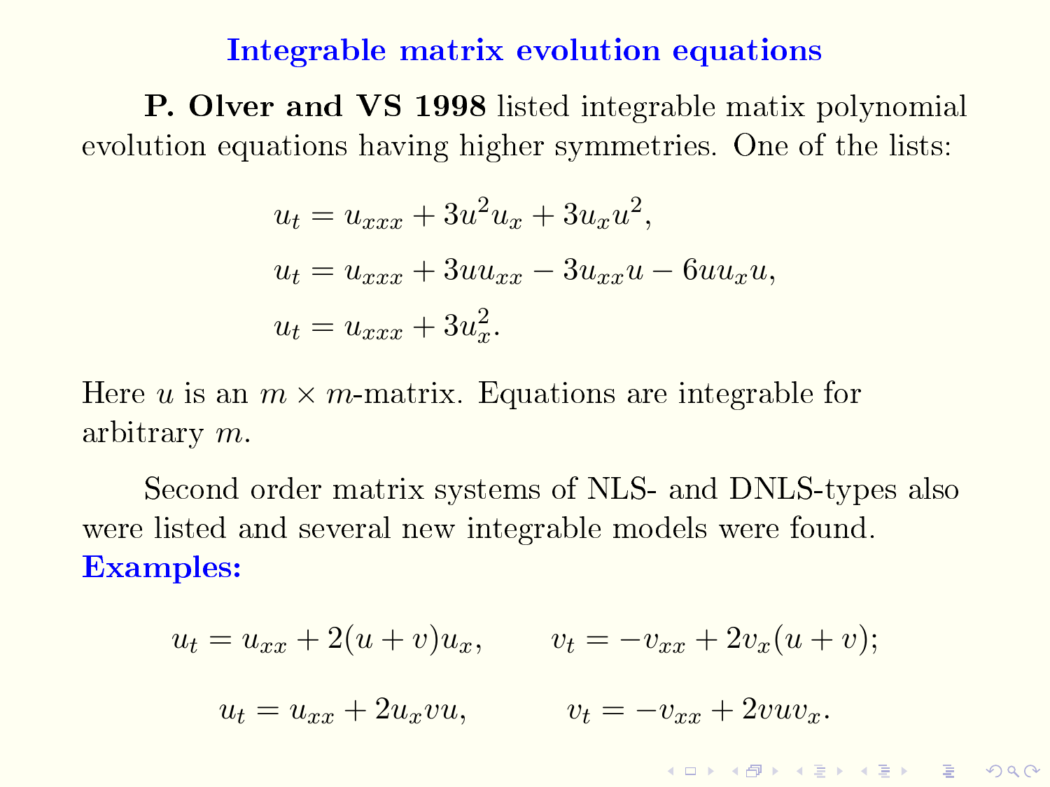## Integrable matrix evolution equations

**P. Olver and VS 1998** listed integrable matix polynomial evolution equations having higher symmetries. One of the lists:

$$u_t = u_{xxx} + 3u^2 u_x + 3u_x u^2,$$

$$u_t = u_{xxx} + 3u u_{xx} - 3u_{xx} u - 6u u_x u,$$

$$u_t = u_{xxx} + 3u_x^2.$$

Here $u$ is an $m \times m$-matrix. Equations are integrable for arbitrary $m$.

Second order matrix systems of NLS- and DNLS-types also were listed and several new integrable models were found.
**Examples:**

$$u_t = u_{xx} + 2(u+v)u_x, \qquad v_t = -v_{xx} + 2v_x(u+v);$$

$$u_t = u_{xx} + 2u_x v u, \qquad v_t = -v_{xx} + 2v u v_x.$$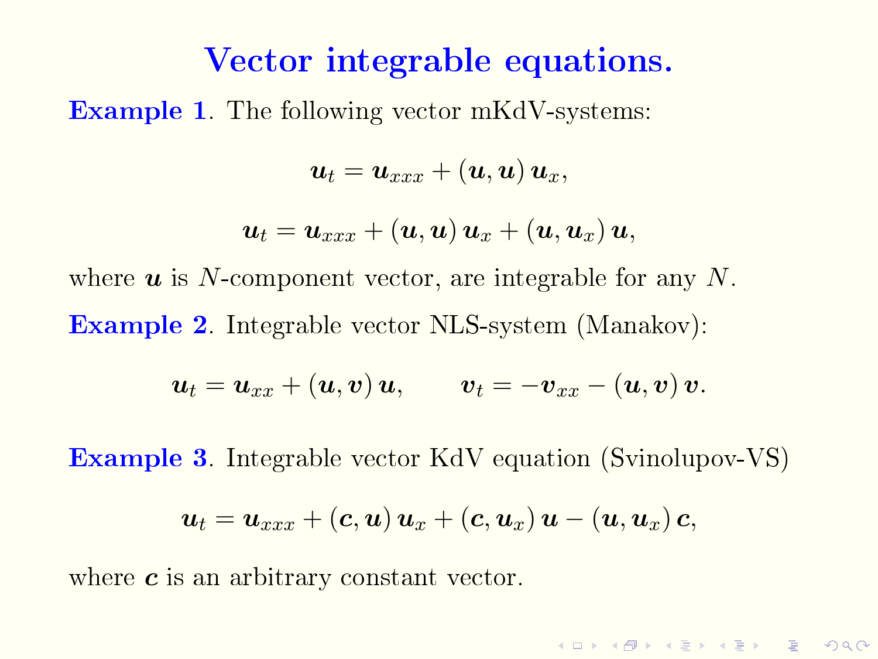# Vector integrable equations.

**Example 1**. The following vector mKdV-systems:

$$\boldsymbol{u}_t = \boldsymbol{u}_{xxx} + (\boldsymbol{u}, \boldsymbol{u})\, \boldsymbol{u}_x,$$

$$\boldsymbol{u}_t = \boldsymbol{u}_{xxx} + (\boldsymbol{u}, \boldsymbol{u})\, \boldsymbol{u}_x + (\boldsymbol{u}, \boldsymbol{u}_x)\, \boldsymbol{u},$$

where $\boldsymbol{u}$ is $N$-component vector, are integrable for any $N$.

**Example 2**. Integrable vector NLS-system (Manakov):

$$\boldsymbol{u}_t = \boldsymbol{u}_{xx} + (\boldsymbol{u}, \boldsymbol{v})\, \boldsymbol{u}, \qquad \boldsymbol{v}_t = -\boldsymbol{v}_{xx} - (\boldsymbol{u}, \boldsymbol{v})\, \boldsymbol{v}.$$

**Example 3**. Integrable vector KdV equation (Svinolupov-VS)

$$\boldsymbol{u}_t = \boldsymbol{u}_{xxx} + (\boldsymbol{c}, \boldsymbol{u})\, \boldsymbol{u}_x + (\boldsymbol{c}, \boldsymbol{u}_x)\, \boldsymbol{u} - (\boldsymbol{u}, \boldsymbol{u}_x)\, \boldsymbol{c},$$

where $\boldsymbol{c}$ is an arbitrary constant vector.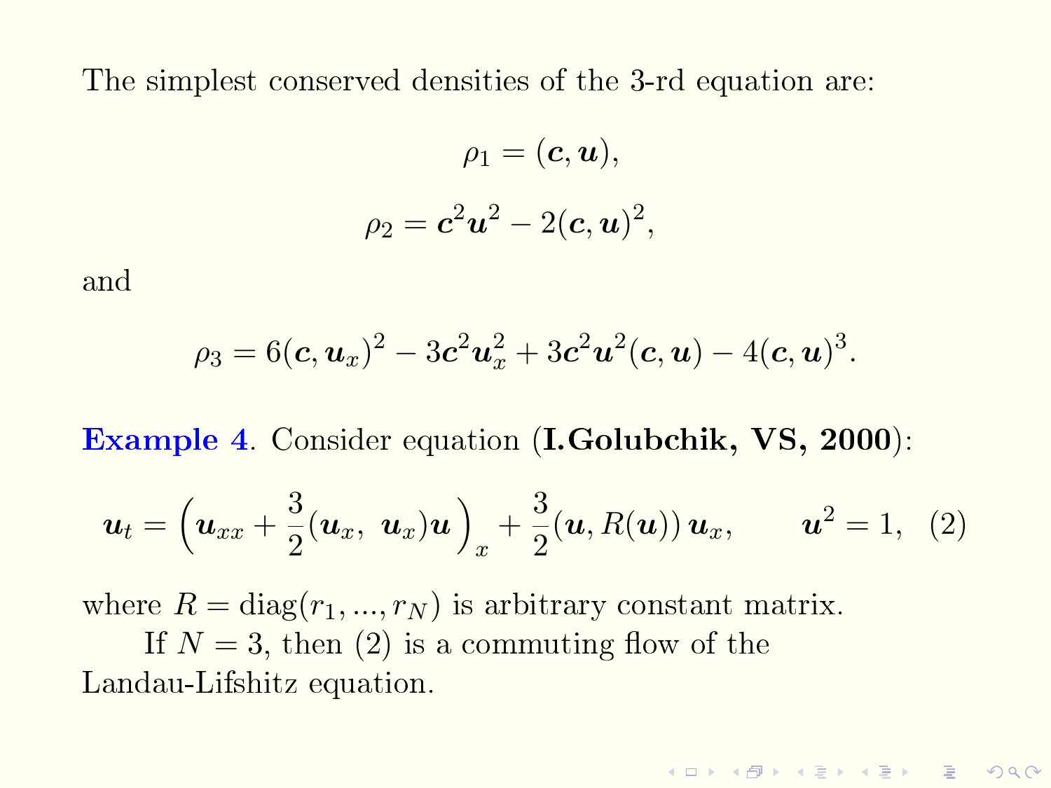The simplest conserved densities of the 3-rd equation are:

$$\rho_1 = (\boldsymbol{c}, \boldsymbol{u}),$$

$$\rho_2 = \boldsymbol{c}^2 \boldsymbol{u}^2 - 2(\boldsymbol{c}, \boldsymbol{u})^2,$$

and

$$\rho_3 = 6(\boldsymbol{c}, \boldsymbol{u}_x)^2 - 3\boldsymbol{c}^2 \boldsymbol{u}_x^2 + 3\boldsymbol{c}^2 \boldsymbol{u}^2 (\boldsymbol{c}, \boldsymbol{u}) - 4(\boldsymbol{c}, \boldsymbol{u})^3.$$

**Example 4**. Consider equation (**I.Golubchik, VS, 2000**):

$$\boldsymbol{u}_t = \Big(\boldsymbol{u}_{xx} + \frac{3}{2}(\boldsymbol{u}_x,\ \boldsymbol{u}_x)\boldsymbol{u}\Big)_x + \frac{3}{2}(\boldsymbol{u}, R(\boldsymbol{u}))\, \boldsymbol{u}_x, \qquad \boldsymbol{u}^2 = 1, \quad (2)$$

where $R = \mathrm{diag}(r_1, ..., r_N)$ is arbitrary constant matrix.

If $N = 3$, then (2) is a commuting flow of the Landau-Lifshitz equation.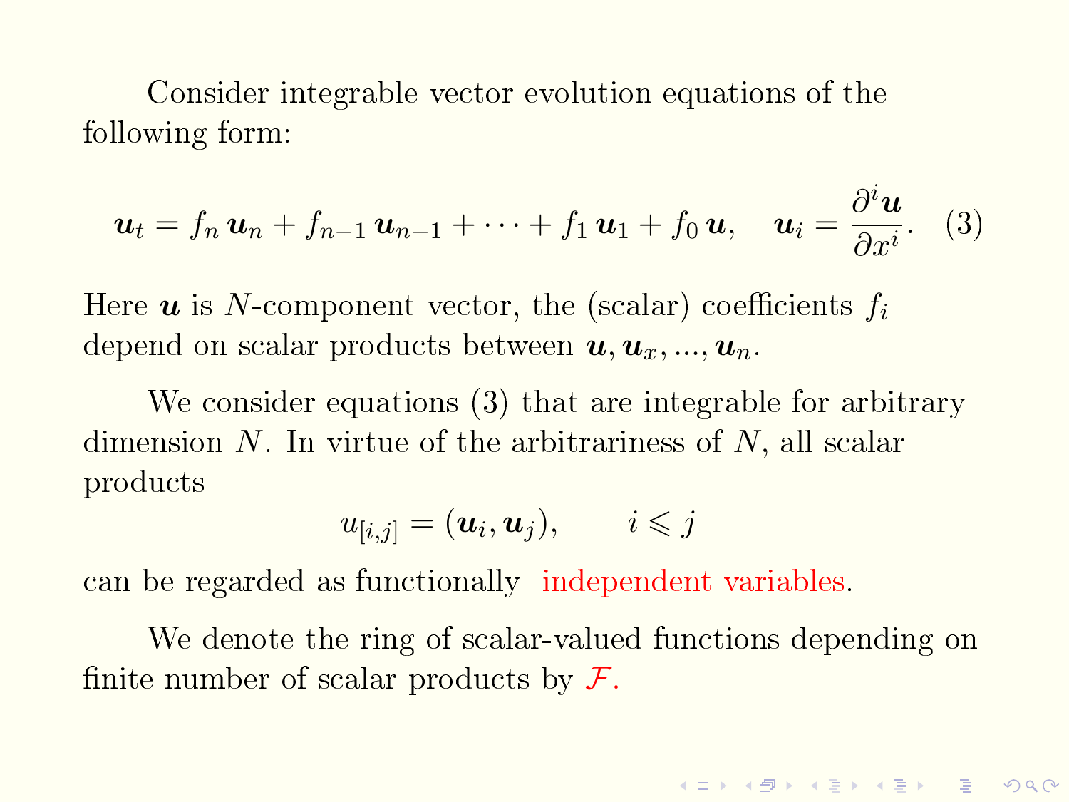Consider integrable vector evolution equations of the following form:

$$\boldsymbol{u}_t = f_n\,\boldsymbol{u}_n + f_{n-1}\,\boldsymbol{u}_{n-1} + \cdots + f_1\,\boldsymbol{u}_1 + f_0\,\boldsymbol{u}, \quad \boldsymbol{u}_i = \frac{\partial^i \boldsymbol{u}}{\partial x^i}. \quad (3)$$

Here $\boldsymbol{u}$ is $N$-component vector, the (scalar) coefficients $f_i$ depend on scalar products between $\boldsymbol{u}, \boldsymbol{u}_x, ..., \boldsymbol{u}_n$.

We consider equations (3) that are integrable for arbitrary dimension $N$. In virtue of the arbitrariness of $N$, all scalar products

$$u_{[i,j]} = (\boldsymbol{u}_i, \boldsymbol{u}_j), \qquad i \leqslant j$$

can be regarded as functionally independent variables.

We denote the ring of scalar-valued functions depending on finite number of scalar products by $\mathcal{F}$.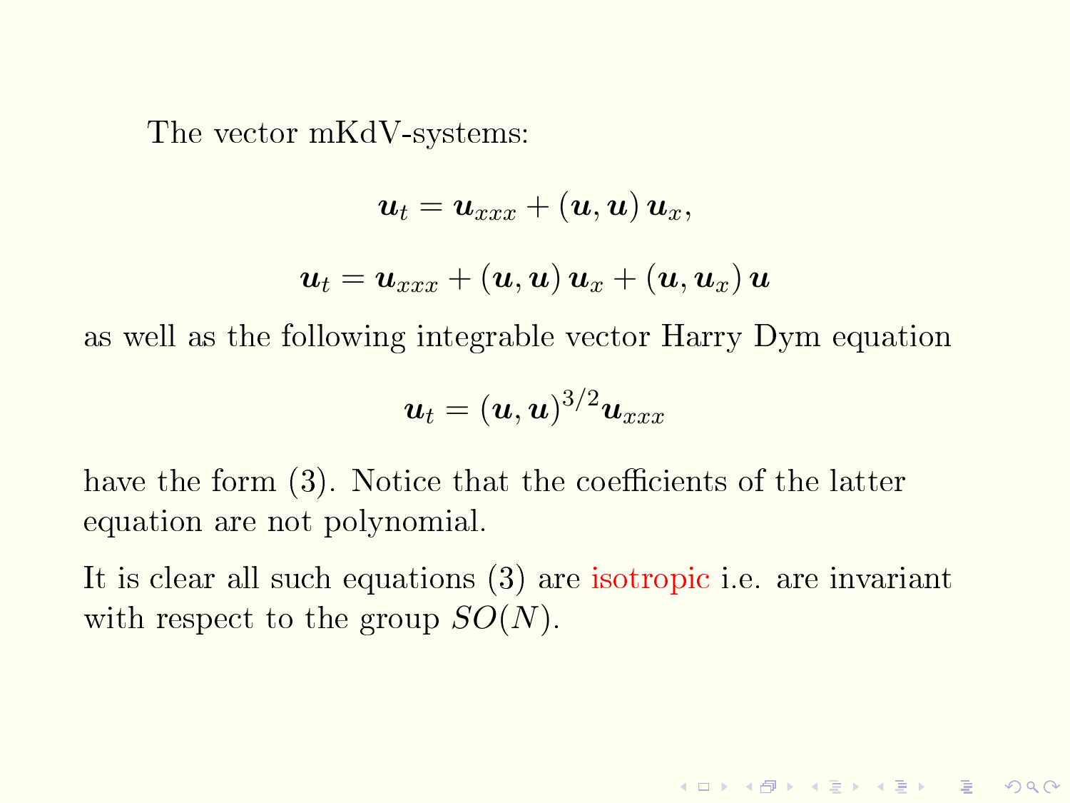The vector mKdV-systems:

$$\boldsymbol{u}_t = \boldsymbol{u}_{xxx} + (\boldsymbol{u}, \boldsymbol{u})\, \boldsymbol{u}_x,$$

$$\boldsymbol{u}_t = \boldsymbol{u}_{xxx} + (\boldsymbol{u}, \boldsymbol{u})\, \boldsymbol{u}_x + (\boldsymbol{u}, \boldsymbol{u}_x)\, \boldsymbol{u}$$

as well as the following integrable vector Harry Dym equation

$$\boldsymbol{u}_t = (\boldsymbol{u}, \boldsymbol{u})^{3/2} \boldsymbol{u}_{xxx}$$

have the form (3). Notice that the coefficients of the latter equation are not polynomial.

It is clear all such equations (3) are isotropic i.e. are invariant with respect to the group $SO(N)$.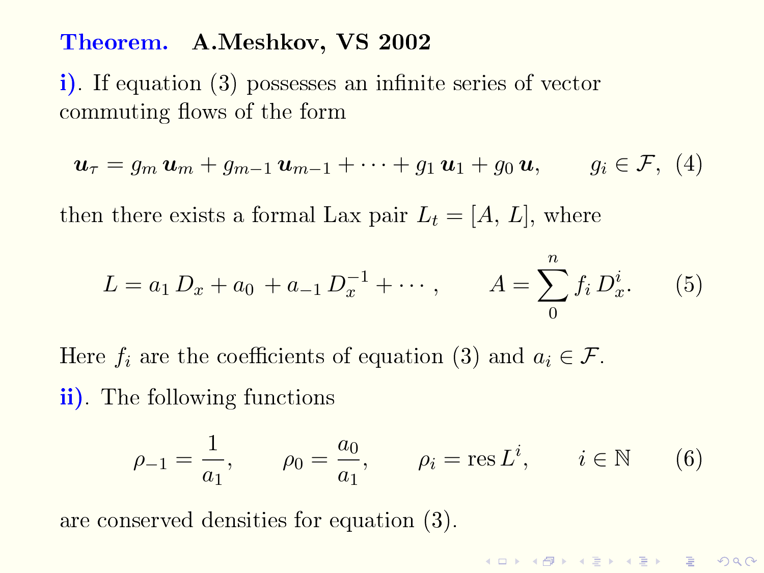**Theorem.** **A.Meshkov, VS 2002**

**i)**. If equation (3) possesses an infinite series of vector commuting flows of the form

$$\boldsymbol{u}_\tau = g_m\,\boldsymbol{u}_m + g_{m-1}\,\boldsymbol{u}_{m-1} + \cdots + g_1\,\boldsymbol{u}_1 + g_0\,\boldsymbol{u}, \qquad g_i \in \mathcal{F}, \quad (4)$$

then there exists a formal Lax pair $L_t = [A,\, L]$, where

$$L = a_1\,D_x + a_0\, + a_{-1}\,D_x^{-1} + \cdots, \qquad A = \sum_0^n f_i\,D_x^i. \qquad (5)$$

Here $f_i$ are the coefficients of equation (3) and $a_i \in \mathcal{F}$.

**ii)**. The following functions

$$\rho_{-1} = \frac{1}{a_1}, \qquad \rho_0 = \frac{a_0}{a_1}, \qquad \rho_i = \operatorname{res} L^i, \qquad i \in \mathbb{N} \qquad (6)$$

are conserved densities for equation (3).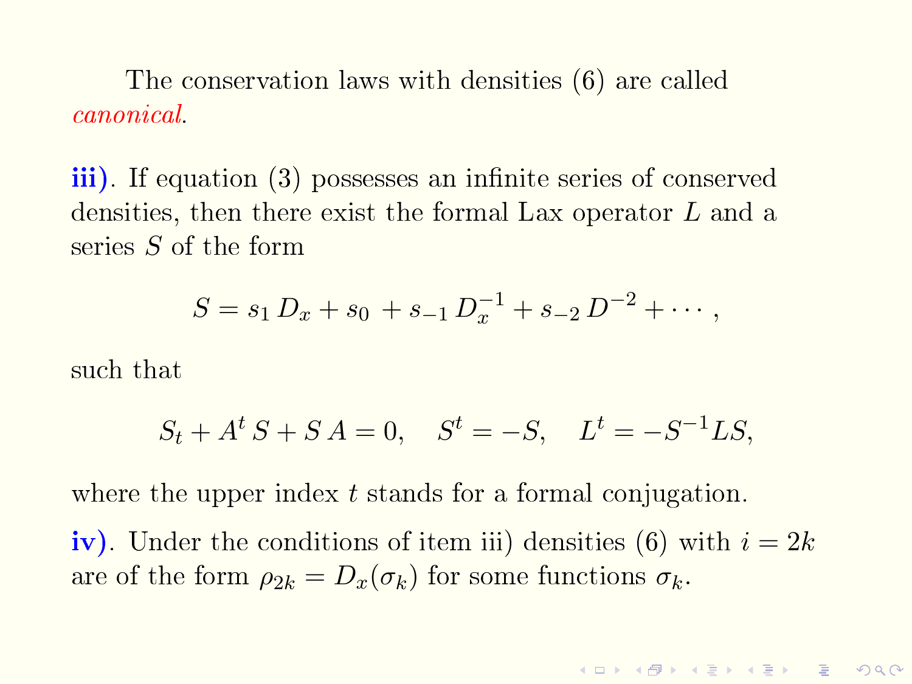The conservation laws with densities (6) are called *canonical*.

**iii)**. If equation (3) possesses an infinite series of conserved densities, then there exist the formal Lax operator $L$ and a series $S$ of the form

$$S = s_1 \, D_x + s_0 \, + s_{-1} \, D_x^{-1} + s_{-2} \, D^{-2} + \cdots \, ,$$

such that

$$S_t + A^t \, S + S \, A = 0, \quad S^t = -S, \quad L^t = -S^{-1} L S,$$

where the upper index $t$ stands for a formal conjugation.

**iv)**. Under the conditions of item iii) densities (6) with $i = 2k$ are of the form $\rho_{2k} = D_x(\sigma_k)$ for some functions $\sigma_k$.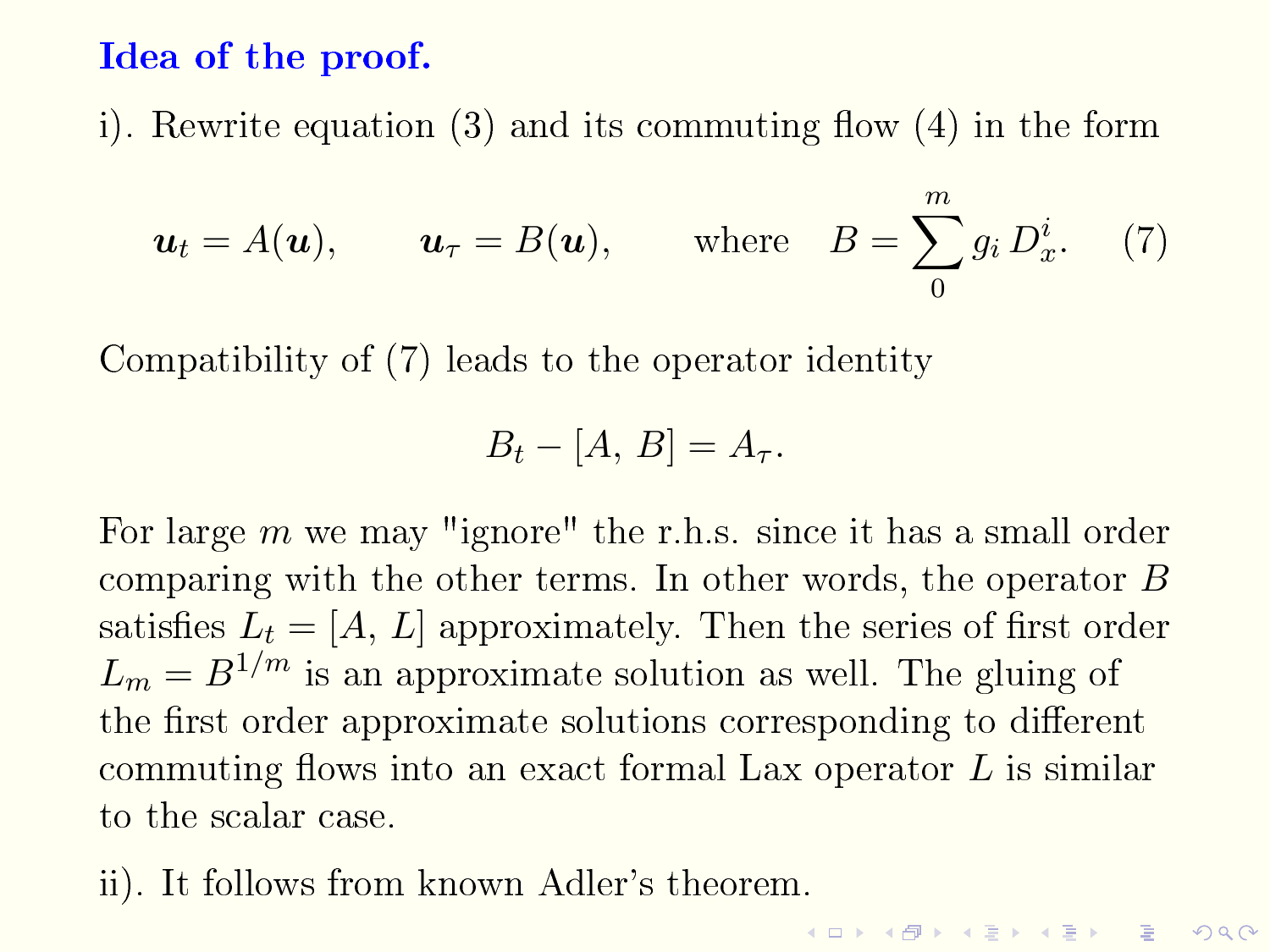## Idea of the proof.

i). Rewrite equation (3) and its commuting flow (4) in the form

$$\boldsymbol{u}_t = A(\boldsymbol{u}), \qquad \boldsymbol{u}_\tau = B(\boldsymbol{u}), \qquad \text{where} \quad B = \sum_{0}^{m} g_i \, D_x^i. \qquad (7)$$

Compatibility of (7) leads to the operator identity

$$B_t - [A,\, B] = A_\tau.$$

For large $m$ we may "ignore" the r.h.s. since it has a small order comparing with the other terms. In other words, the operator $B$ satisfies $L_t = [A,\, L]$ approximately. Then the series of first order $L_m = B^{1/m}$ is an approximate solution as well. The gluing of the first order approximate solutions corresponding to different commuting flows into an exact formal Lax operator $L$ is similar to the scalar case.

ii). It follows from known Adler's theorem.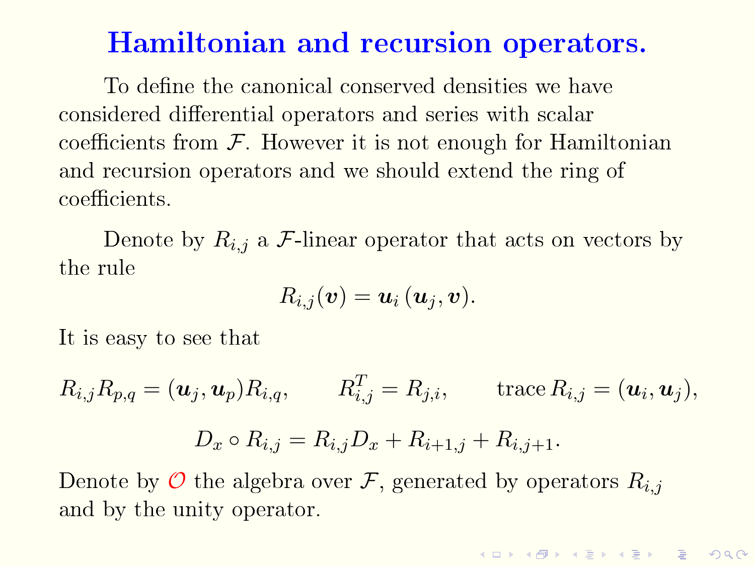# Hamiltonian and recursion operators.

To define the canonical conserved densities we have considered differential operators and series with scalar coefficients from $\mathcal{F}$. However it is not enough for Hamiltonian and recursion operators and we should extend the ring of coefficients.

Denote by $R_{i,j}$ a $\mathcal{F}$-linear operator that acts on vectors by the rule

$$R_{i,j}(\boldsymbol{v}) = \boldsymbol{u}_i\,(\boldsymbol{u}_j, \boldsymbol{v}).$$

It is easy to see that

$$R_{i,j}R_{p,q} = (\boldsymbol{u}_j, \boldsymbol{u}_p)R_{i,q}, \qquad R_{i,j}^T = R_{j,i}, \qquad \operatorname{trace} R_{i,j} = (\boldsymbol{u}_i, \boldsymbol{u}_j),$$

$$D_x \circ R_{i,j} = R_{i,j}D_x + R_{i+1,j} + R_{i,j+1}.$$

Denote by $\mathcal{O}$ the algebra over $\mathcal{F}$, generated by operators $R_{i,j}$ and by the unity operator.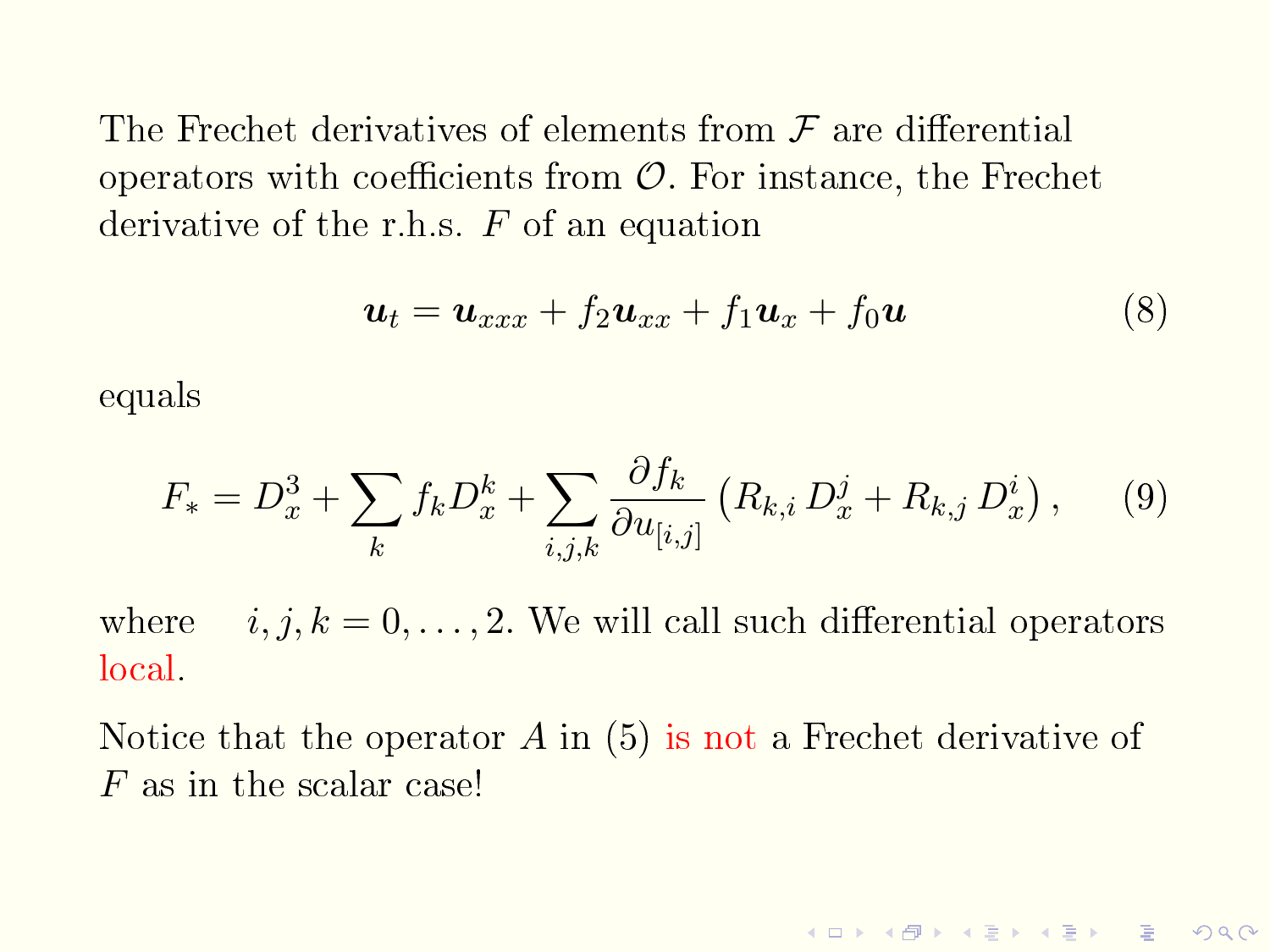The Frechet derivatives of elements from $\mathcal{F}$ are differential operators with coefficients from $\mathcal{O}$. For instance, the Frechet derivative of the r.h.s. $F$ of an equation

$$\boldsymbol{u}_t = \boldsymbol{u}_{xxx} + f_2 \boldsymbol{u}_{xx} + f_1 \boldsymbol{u}_x + f_0 \boldsymbol{u} \tag{8}$$

equals

$$F_* = D_x^3 + \sum_k f_k D_x^k + \sum_{i,j,k} \frac{\partial f_k}{\partial u_{[i,j]}} \left( R_{k,i}\, D_x^j + R_{k,j}\, D_x^i \right), \tag{9}$$

where $i, j, k = 0, \ldots, 2$. We will call such differential operators local.

Notice that the operator $A$ in (5) is not a Frechet derivative of $F$ as in the scalar case!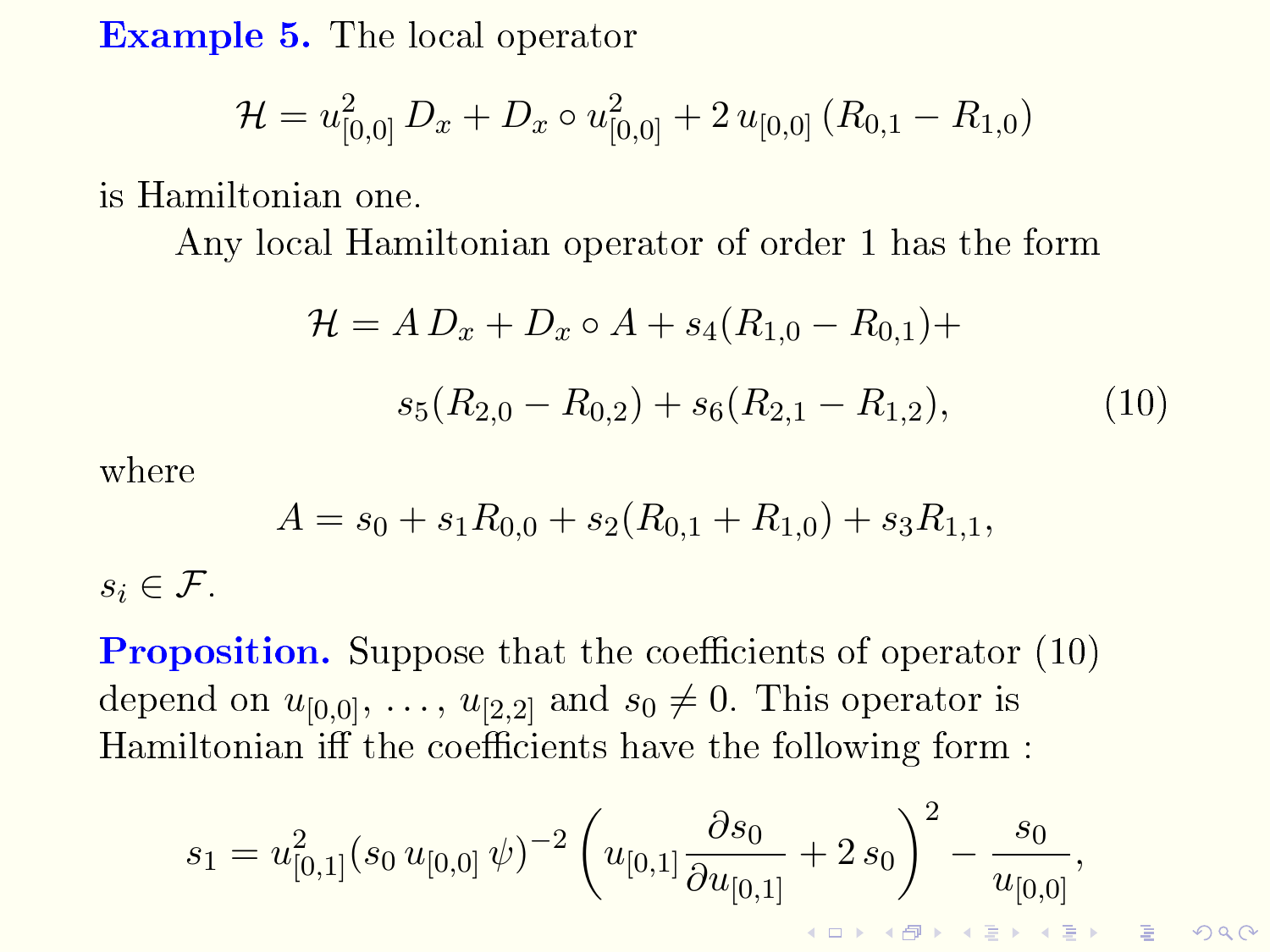**Example 5.** The local operator

$$\mathcal{H} = u_{[0,0]}^2 \, D_x + D_x \circ u_{[0,0]}^2 + 2 \, u_{[0,0]} \, (R_{0,1} - R_{1,0})$$

is Hamiltonian one.

Any local Hamiltonian operator of order 1 has the form

$$\mathcal{H} = A \, D_x + D_x \circ A + s_4(R_{1,0} - R_{0,1}) + s_5(R_{2,0} - R_{0,2}) + s_6(R_{2,1} - R_{1,2}), \tag{10}$$

where

$$A = s_0 + s_1 R_{0,0} + s_2(R_{0,1} + R_{1,0}) + s_3 R_{1,1},$$

$s_i \in \mathcal{F}$.

**Proposition.** Suppose that the coefficients of operator (10) depend on $u_{[0,0]}$, ..., $u_{[2,2]}$ and $s_0 \neq 0$. This operator is Hamiltonian iff the coefficients have the following form :

$$s_1 = u_{[0,1]}^2 (s_0 \, u_{[0,0]} \, \psi)^{-2} \left( u_{[0,1]} \frac{\partial s_0}{\partial u_{[0,1]}} + 2 \, s_0 \right)^2 - \frac{s_0}{u_{[0,0]}},$$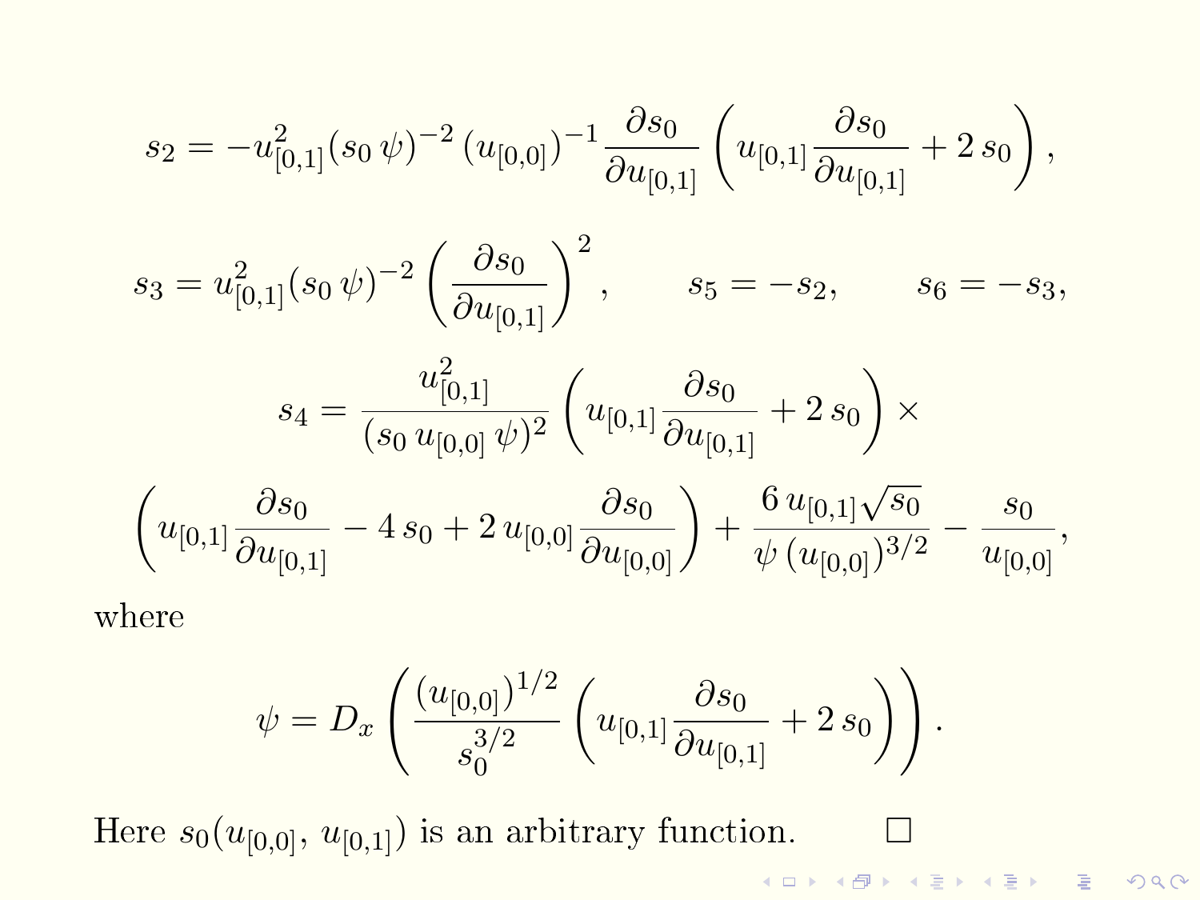$$s_2 = -u_{[0,1]}^2 (s_0\,\psi)^{-2}\,(u_{[0,0]})^{-1}\,\frac{\partial s_0}{\partial u_{[0,1]}}\left(u_{[0,1]}\frac{\partial s_0}{\partial u_{[0,1]}} + 2\,s_0\right),$$

$$s_3 = u_{[0,1]}^2 (s_0\,\psi)^{-2}\left(\frac{\partial s_0}{\partial u_{[0,1]}}\right)^2, \qquad s_5 = -s_2, \qquad s_6 = -s_3,$$

$$s_4 = \frac{u_{[0,1]}^2}{(s_0\,u_{[0,0]}\,\psi)^2}\left(u_{[0,1]}\frac{\partial s_0}{\partial u_{[0,1]}} + 2\,s_0\right)\times$$

$$\left(u_{[0,1]}\frac{\partial s_0}{\partial u_{[0,1]}} - 4\,s_0 + 2\,u_{[0,0]}\frac{\partial s_0}{\partial u_{[0,0]}}\right) + \frac{6\,u_{[0,1]}\sqrt{s_0}}{\psi\,(u_{[0,0]})^{3/2}} - \frac{s_0}{u_{[0,0]}},$$

where

$$\psi = D_x\left(\frac{(u_{[0,0]})^{1/2}}{s_0^{3/2}}\left(u_{[0,1]}\frac{\partial s_0}{\partial u_{[0,1]}} + 2\,s_0\right)\right).$$

Here $s_0(u_{[0,0]},\,u_{[0,1]})$ is an arbitrary function. $\square$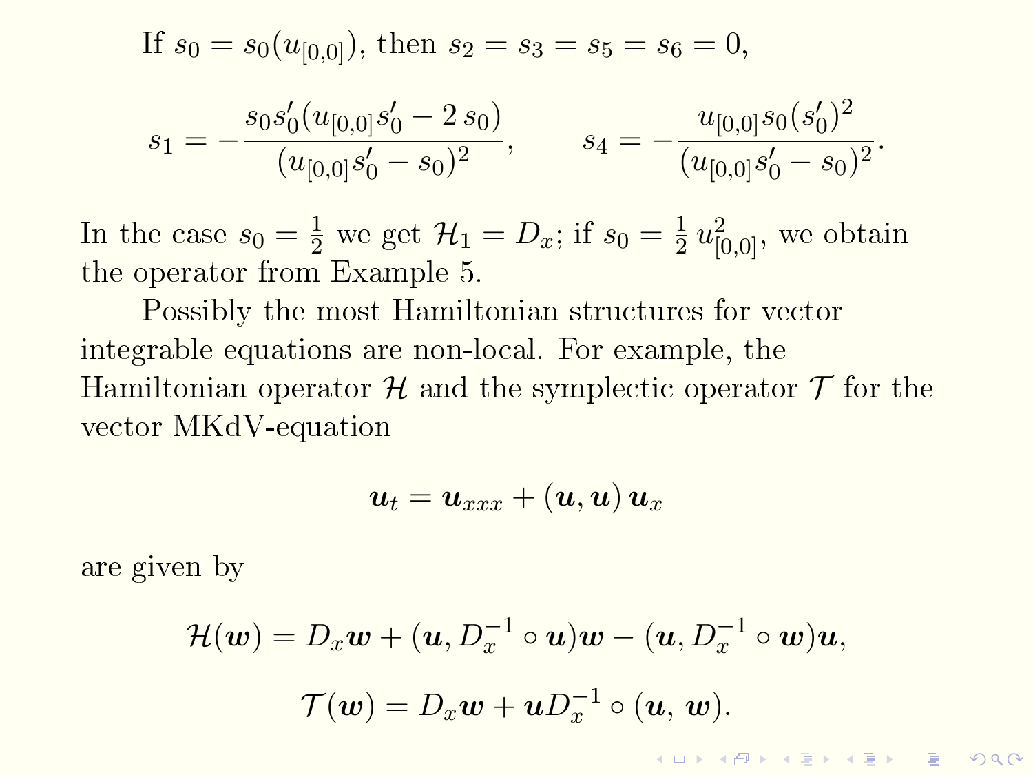If $s_0 = s_0(u_{[0,0]})$, then $s_2 = s_3 = s_5 = s_6 = 0$,

$$s_1 = -\frac{s_0 s_0'(u_{[0,0]} s_0' - 2\, s_0)}{(u_{[0,0]} s_0' - s_0)^2}, \qquad s_4 = -\frac{u_{[0,0]} s_0 (s_0')^2}{(u_{[0,0]} s_0' - s_0)^2}.$$

In the case $s_0 = \frac{1}{2}$ we get $\mathcal{H}_1 = D_x$; if $s_0 = \frac{1}{2}\, u_{[0,0]}^2$, we obtain the operator from Example 5.

Possibly the most Hamiltonian structures for vector integrable equations are non-local. For example, the Hamiltonian operator $\mathcal{H}$ and the symplectic operator $\mathcal{T}$ for the vector MKdV-equation

$$\boldsymbol{u}_t = \boldsymbol{u}_{xxx} + (\boldsymbol{u}, \boldsymbol{u})\, \boldsymbol{u}_x$$

are given by

$$\mathcal{H}(\boldsymbol{w}) = D_x \boldsymbol{w} + (\boldsymbol{u}, D_x^{-1} \circ \boldsymbol{u}) \boldsymbol{w} - (\boldsymbol{u}, D_x^{-1} \circ \boldsymbol{w}) \boldsymbol{u},$$

$$\mathcal{T}(\boldsymbol{w}) = D_x \boldsymbol{w} + \boldsymbol{u} D_x^{-1} \circ (\boldsymbol{u},\, \boldsymbol{w}).$$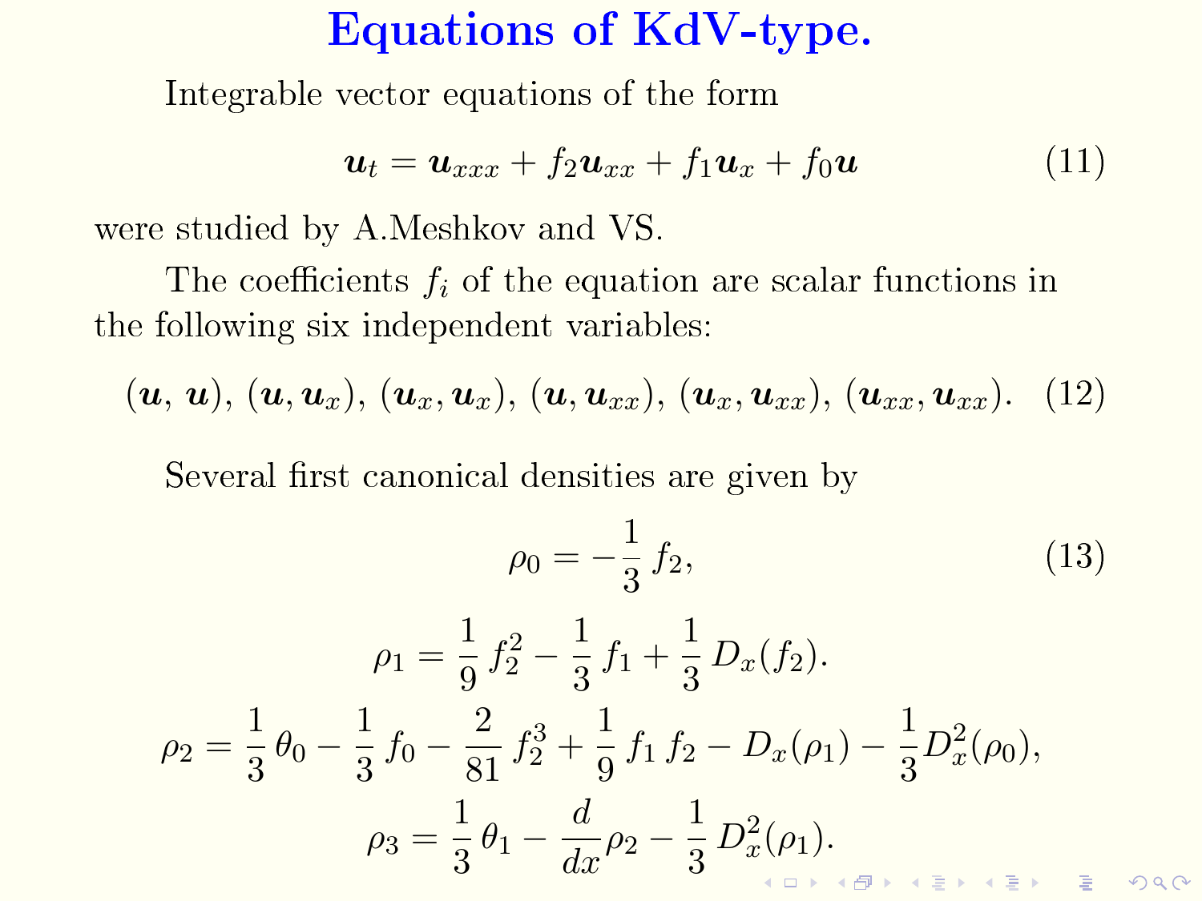# Equations of KdV-type.

Integrable vector equations of the form

$$\boldsymbol{u}_t = \boldsymbol{u}_{xxx} + f_2 \boldsymbol{u}_{xx} + f_1 \boldsymbol{u}_x + f_0 \boldsymbol{u} \tag{11}$$

were studied by A.Meshkov and VS.

The coefficients $f_i$ of the equation are scalar functions in the following six independent variables:

$$(\boldsymbol{u},\, \boldsymbol{u}),\, (\boldsymbol{u}, \boldsymbol{u}_x),\, (\boldsymbol{u}_x, \boldsymbol{u}_x),\, (\boldsymbol{u}, \boldsymbol{u}_{xx}),\, (\boldsymbol{u}_x, \boldsymbol{u}_{xx}),\, (\boldsymbol{u}_{xx}, \boldsymbol{u}_{xx}). \tag{12}$$

Several first canonical densities are given by

$$\rho_0 = -\frac{1}{3}\, f_2, \tag{13}$$

$$\rho_1 = \frac{1}{9}\, f_2^2 - \frac{1}{3}\, f_1 + \frac{1}{3}\, D_x(f_2).$$

$$\rho_2 = \frac{1}{3}\, \theta_0 - \frac{1}{3}\, f_0 - \frac{2}{81}\, f_2^3 + \frac{1}{9}\, f_1\, f_2 - D_x(\rho_1) - \frac{1}{3} D_x^2(\rho_0),$$

$$\rho_3 = \frac{1}{3}\, \theta_1 - \frac{d}{dx} \rho_2 - \frac{1}{3}\, D_x^2(\rho_1).$$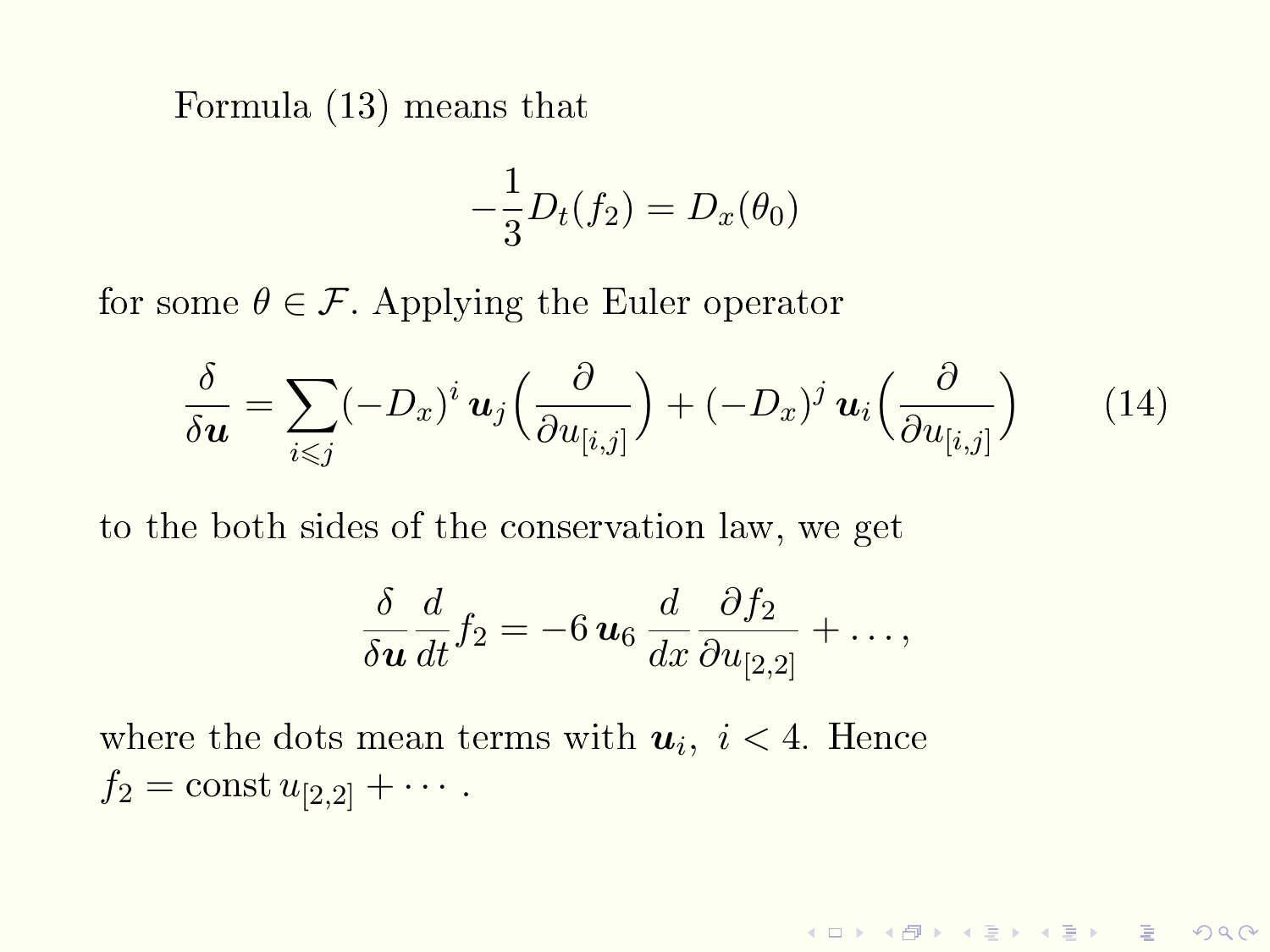Formula (13) means that

$$-\frac{1}{3}D_t(f_2) = D_x(\theta_0)$$

for some $\theta \in \mathcal{F}$. Applying the Euler operator

$$\frac{\delta}{\delta \boldsymbol{u}} = \sum_{i \leqslant j} (-D_x)^i \, \boldsymbol{u}_j \Big( \frac{\partial}{\partial u_{[i,j]}} \Big) + (-D_x)^j \, \boldsymbol{u}_i \Big( \frac{\partial}{\partial u_{[i,j]}} \Big) \tag{14}$$

to the both sides of the conservation law, we get

$$\frac{\delta}{\delta \boldsymbol{u}} \frac{d}{dt} f_2 = -6 \, \boldsymbol{u}_6 \, \frac{d}{dx} \frac{\partial f_2}{\partial u_{[2,2]}} + \dots,$$

where the dots mean terms with $\boldsymbol{u}_i, \ i < 4$. Hence $f_2 = \mathrm{const} \, u_{[2,2]} + \cdots$ .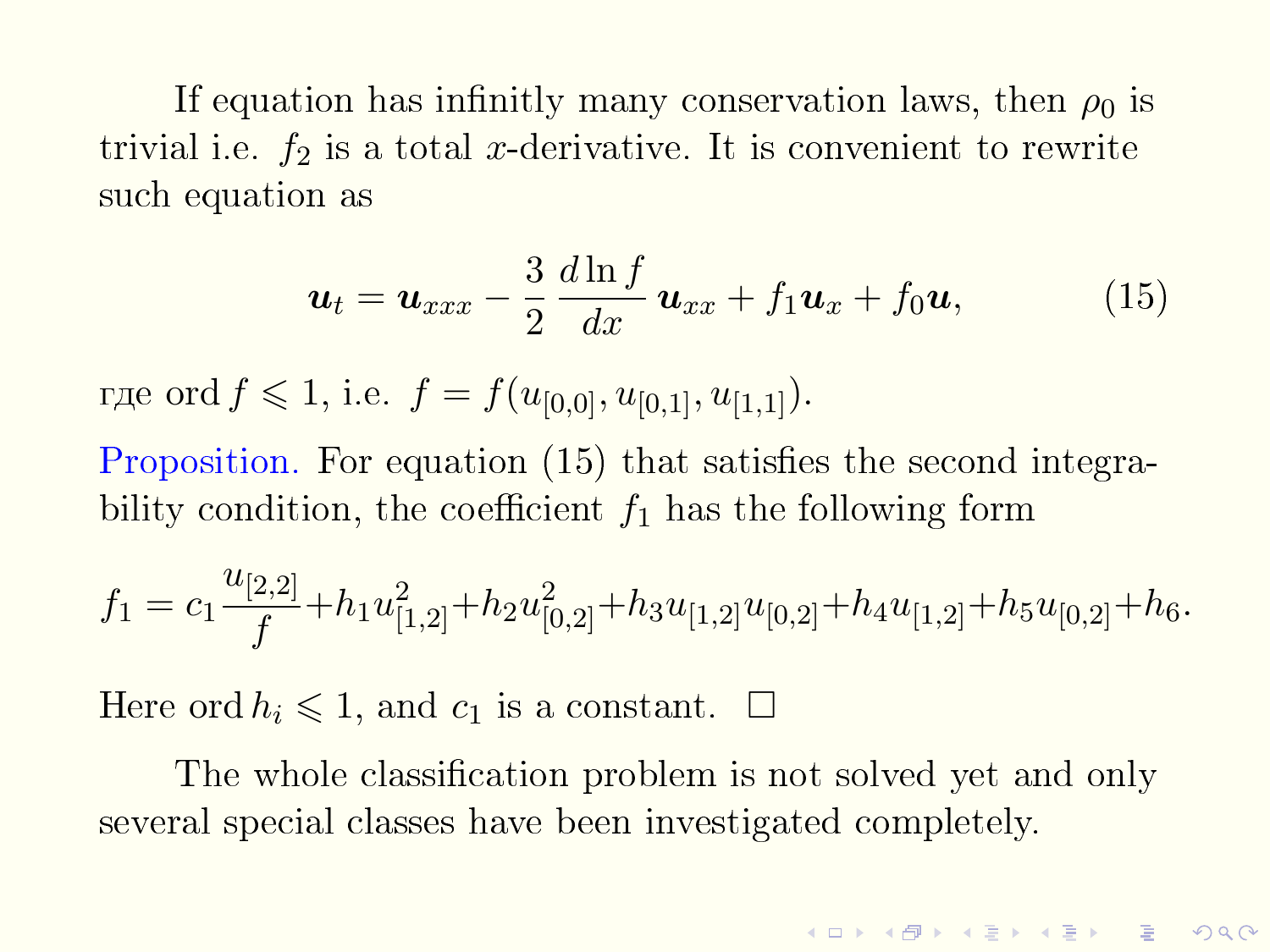If equation has infinitly many conservation laws, then $\rho_0$ is trivial i.e. $f_2$ is a total $x$-derivative. It is convenient to rewrite such equation as

$$\boldsymbol{u}_t = \boldsymbol{u}_{xxx} - \frac{3}{2}\,\frac{d \ln f}{dx}\,\boldsymbol{u}_{xx} + f_1 \boldsymbol{u}_x + f_0 \boldsymbol{u}, \tag{15}$$

где $\operatorname{ord} f \leqslant 1$, i.e. $f = f(u_{[0,0]}, u_{[0,1]}, u_{[1,1]})$.

Proposition. For equation (15) that satisfies the second integrability condition, the coefficient $f_1$ has the following form

$$f_1 = c_1 \frac{u_{[2,2]}}{f} + h_1 u_{[1,2]}^2 + h_2 u_{[0,2]}^2 + h_3 u_{[1,2]} u_{[0,2]} + h_4 u_{[1,2]} + h_5 u_{[0,2]} + h_6.$$

Here $\operatorname{ord} h_i \leqslant 1$, and $c_1$ is a constant. □

The whole classification problem is not solved yet and only several special classes have been investigated completely.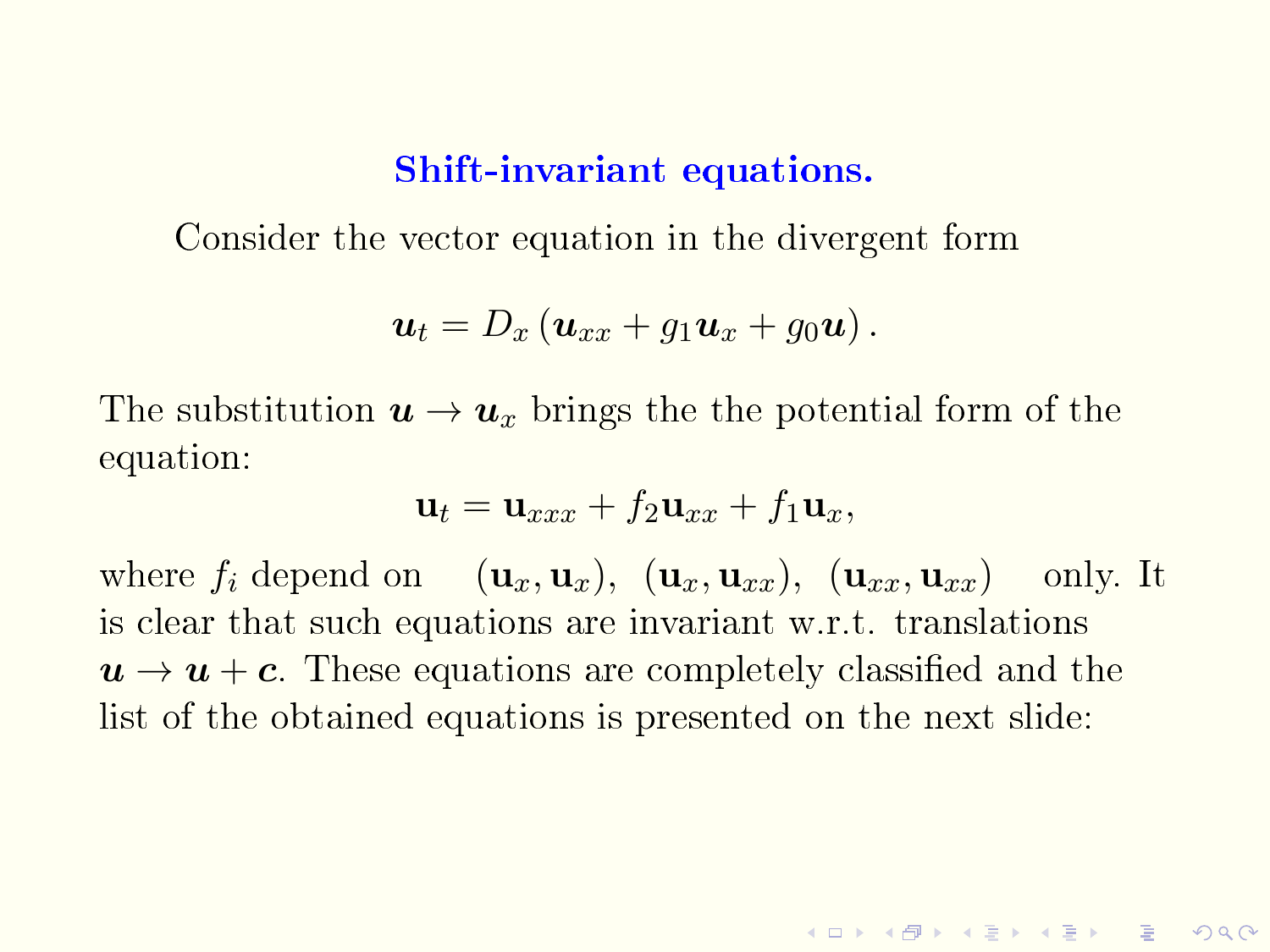## Shift-invariant equations.

Consider the vector equation in the divergent form

$$\boldsymbol{u}_t = D_x \left( \boldsymbol{u}_{xx} + g_1 \boldsymbol{u}_x + g_0 \boldsymbol{u} \right).$$

The substitution $\boldsymbol{u} \to \boldsymbol{u}_x$ brings the the potential form of the equation:

$$\mathbf{u}_t = \mathbf{u}_{xxx} + f_2 \mathbf{u}_{xx} + f_1 \mathbf{u}_x,$$

where $f_i$ depend on $(\mathbf{u}_x, \mathbf{u}_x)$, $(\mathbf{u}_x, \mathbf{u}_{xx})$, $(\mathbf{u}_{xx}, \mathbf{u}_{xx})$ only. It is clear that such equations are invariant w.r.t. translations $\boldsymbol{u} \to \boldsymbol{u} + \boldsymbol{c}$. These equations are completely classified and the list of the obtained equations is presented on the next slide: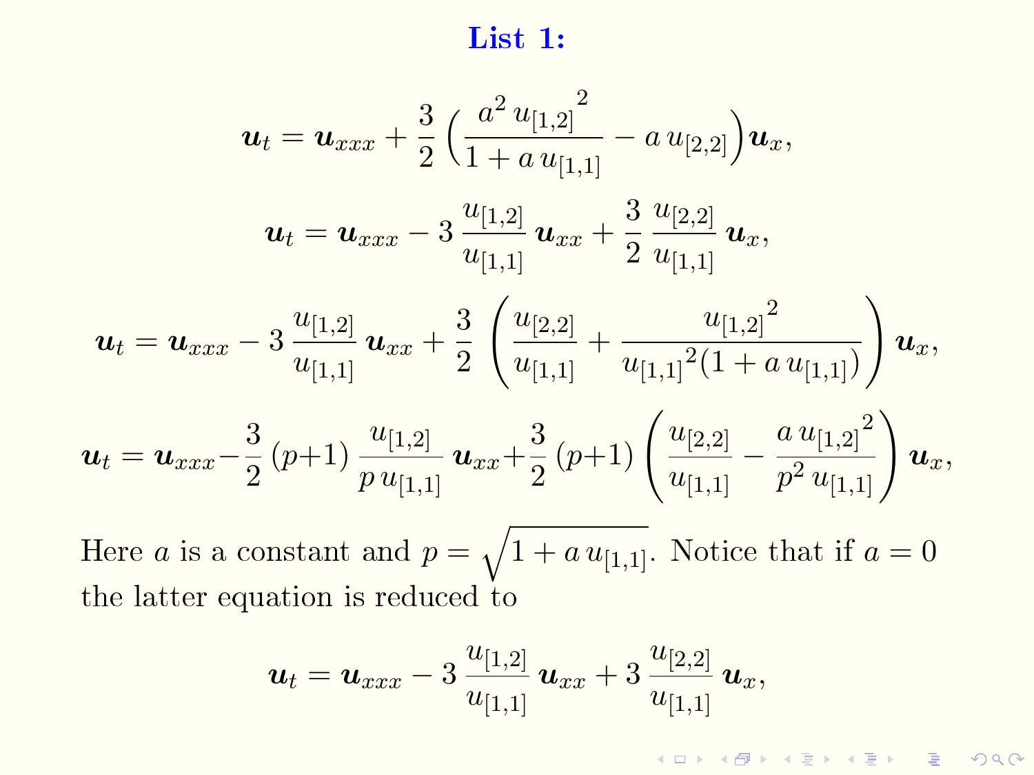## List 1:

$$\boldsymbol{u}_t = \boldsymbol{u}_{xxx} + \frac{3}{2}\Big(\frac{a^2\, {u_{[1,2]}}^2}{1 + a\, u_{[1,1]}} - a\, u_{[2,2]}\Big)\boldsymbol{u}_x,$$

$$\boldsymbol{u}_t = \boldsymbol{u}_{xxx} - 3\,\frac{u_{[1,2]}}{u_{[1,1]}}\,\boldsymbol{u}_{xx} + \frac{3}{2}\,\frac{u_{[2,2]}}{u_{[1,1]}}\,\boldsymbol{u}_x,$$

$$\boldsymbol{u}_t = \boldsymbol{u}_{xxx} - 3\,\frac{u_{[1,2]}}{u_{[1,1]}}\,\boldsymbol{u}_{xx} + \frac{3}{2}\,\left(\frac{u_{[2,2]}}{u_{[1,1]}} + \frac{{u_{[1,2]}}^2}{{u_{[1,1]}}^2(1 + a\, u_{[1,1]})}\right)\boldsymbol{u}_x,$$

$$\boldsymbol{u}_t = \boldsymbol{u}_{xxx} - \frac{3}{2}\,(p+1)\,\frac{u_{[1,2]}}{p\, u_{[1,1]}}\,\boldsymbol{u}_{xx} + \frac{3}{2}\,(p+1)\left(\frac{u_{[2,2]}}{u_{[1,1]}} - \frac{a\, {u_{[1,2]}}^2}{p^2\, u_{[1,1]}}\right)\boldsymbol{u}_x,$$

Here $a$ is a constant and $p = \sqrt{1 + a\, u_{[1,1]}}$. Notice that if $a = 0$ the latter equation is reduced to

$$\boldsymbol{u}_t = \boldsymbol{u}_{xxx} - 3\,\frac{u_{[1,2]}}{u_{[1,1]}}\,\boldsymbol{u}_{xx} + 3\,\frac{u_{[2,2]}}{u_{[1,1]}}\,\boldsymbol{u}_x,$$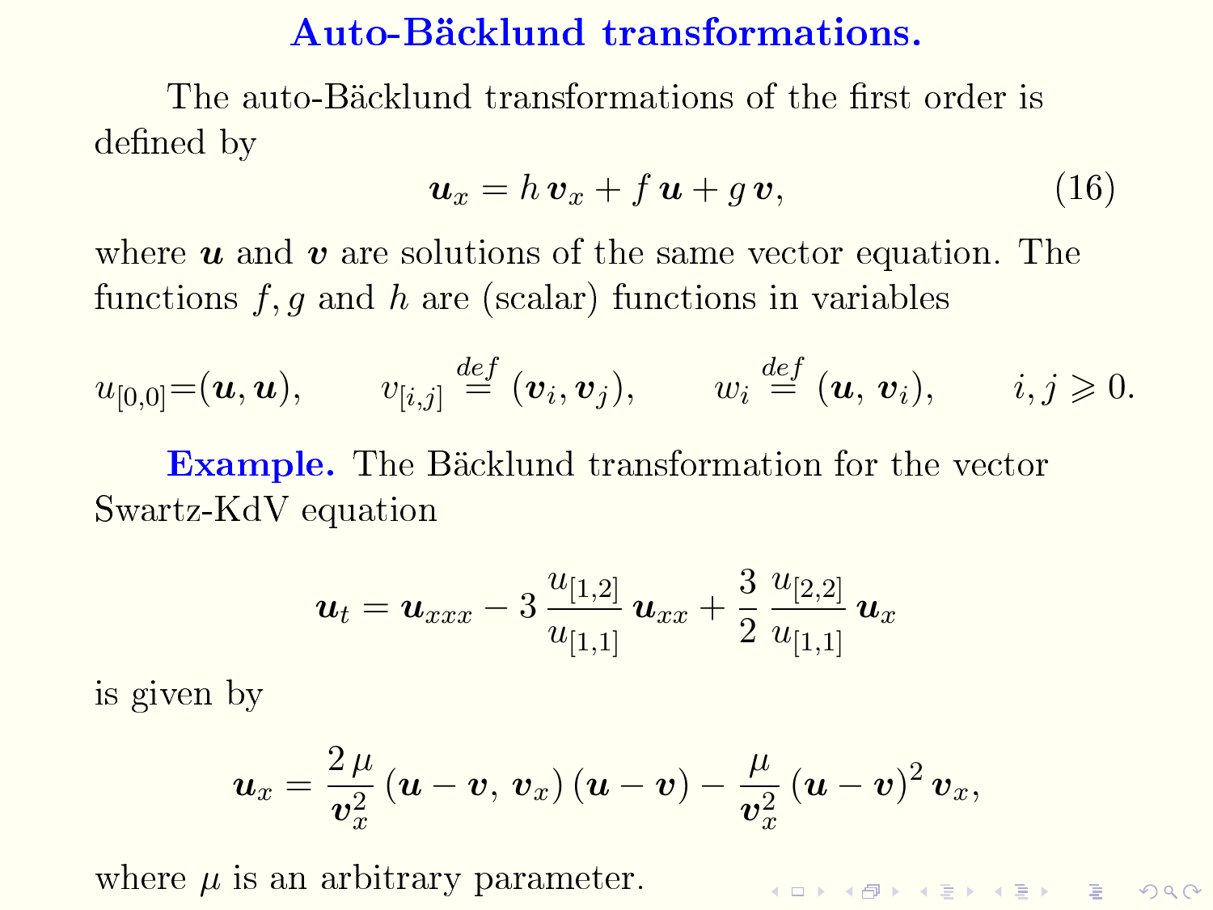## Auto-Bäcklund transformations.

The auto-Bäcklund transformations of the first order is defined by

$$\boldsymbol{u}_x = h\,\boldsymbol{v}_x + f\,\boldsymbol{u} + g\,\boldsymbol{v}, \tag{16}$$

where $\boldsymbol{u}$ and $\boldsymbol{v}$ are solutions of the same vector equation. The functions $f, g$ and $h$ are (scalar) functions in variables

$$u_{[0,0]}{=}(\boldsymbol{u}, \boldsymbol{u}), \qquad v_{[i,j]} \stackrel{def}{=} (\boldsymbol{v}_i, \boldsymbol{v}_j), \qquad w_i \stackrel{def}{=} (\boldsymbol{u},\, \boldsymbol{v}_i), \qquad i, j \geqslant 0.$$

**Example.** The Bäcklund transformation for the vector Swartz-KdV equation

$$\boldsymbol{u}_t = \boldsymbol{u}_{xxx} - 3\,\frac{u_{[1,2]}}{u_{[1,1]}}\,\boldsymbol{u}_{xx} + \frac{3}{2}\,\frac{u_{[2,2]}}{u_{[1,1]}}\,\boldsymbol{u}_x$$

is given by

$$\boldsymbol{u}_x = \frac{2\,\mu}{\boldsymbol{v}_x^2}\,(\boldsymbol{u}-\boldsymbol{v},\, \boldsymbol{v}_x)\,(\boldsymbol{u}-\boldsymbol{v}) - \frac{\mu}{\boldsymbol{v}_x^2}\,(\boldsymbol{u}-\boldsymbol{v})^2\,\boldsymbol{v}_x,$$

where $\mu$ is an arbitrary parameter.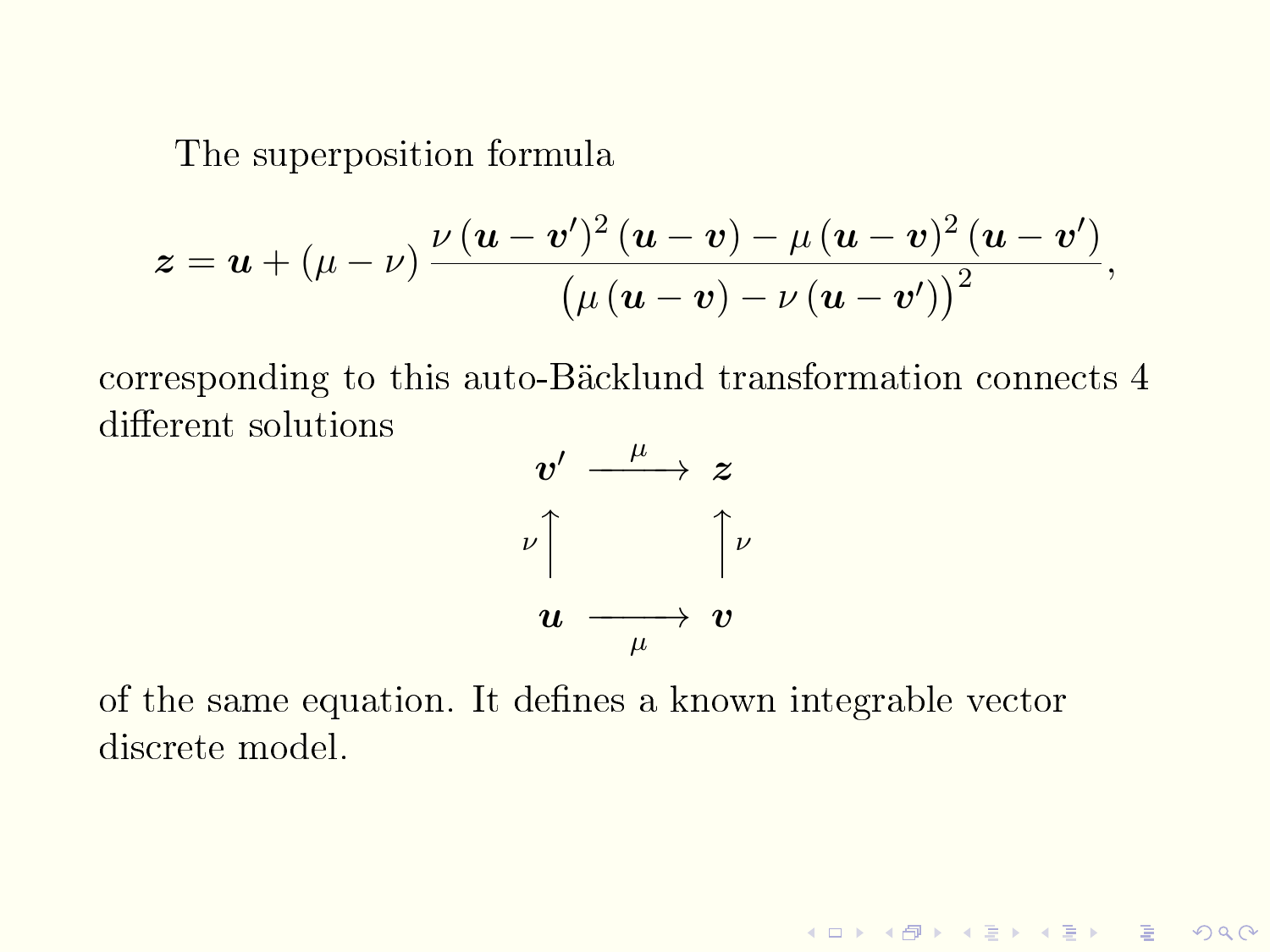The superposition formula

$$\boldsymbol{z} = \boldsymbol{u} + (\mu - \nu) \frac{\nu (\boldsymbol{u} - \boldsymbol{v}')^2 (\boldsymbol{u} - \boldsymbol{v}) - \mu (\boldsymbol{u} - \boldsymbol{v})^2 (\boldsymbol{u} - \boldsymbol{v}')}{\big(\mu (\boldsymbol{u} - \boldsymbol{v}) - \nu (\boldsymbol{u} - \boldsymbol{v}')\big)^2},$$

corresponding to this auto-Bäcklund transformation connects 4 different solutions

$$\begin{array}{ccc} \boldsymbol{v}' & \xrightarrow{\mu} & \boldsymbol{z} \\ {\scriptstyle \nu}\uparrow & & \uparrow{\scriptstyle \nu} \\ \boldsymbol{u} & \xrightarrow[\mu]{} & \boldsymbol{v} \end{array}$$

of the same equation. It defines a known integrable vector discrete model.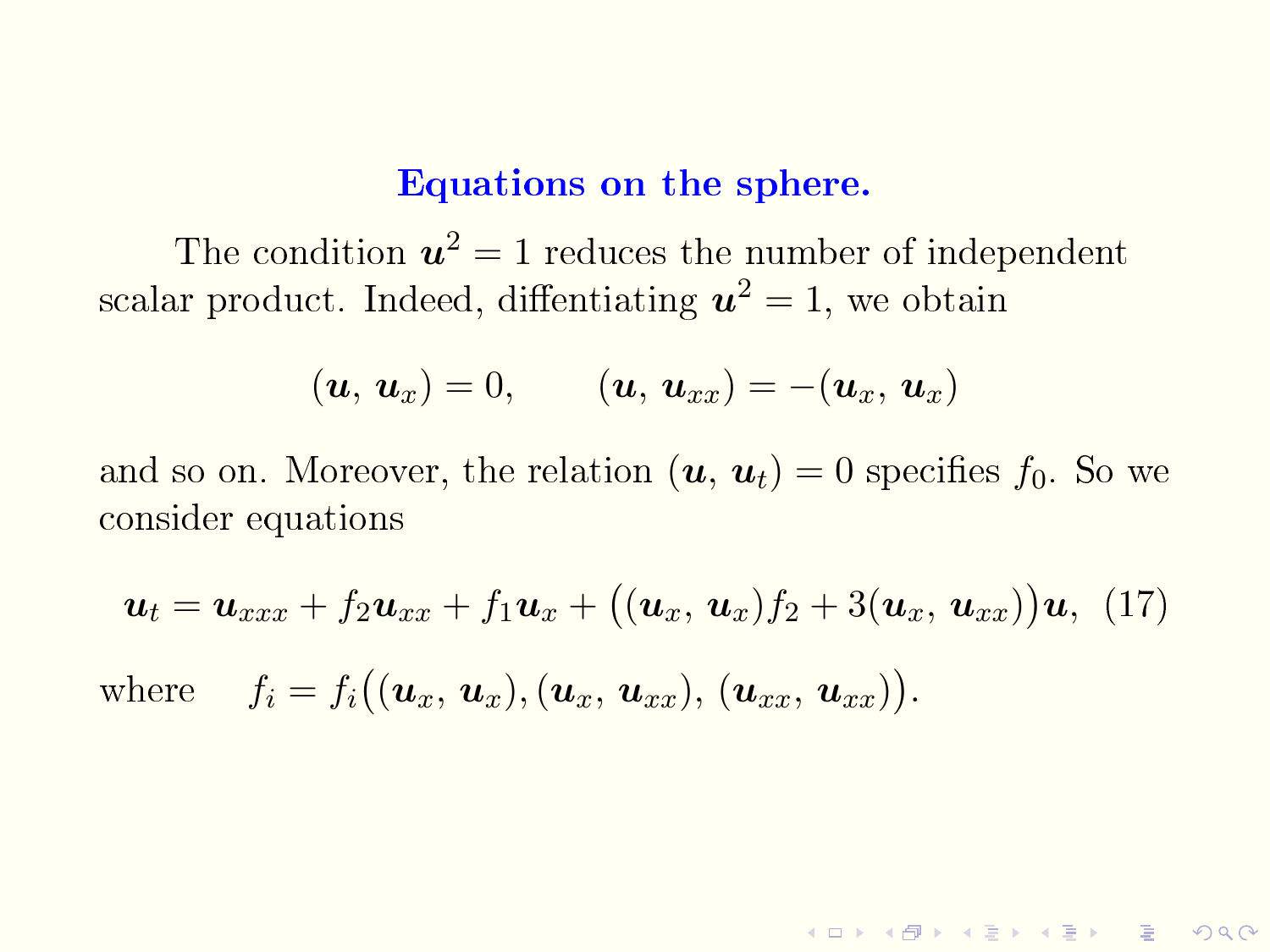## Equations on the sphere.

The condition $\boldsymbol{u}^2 = 1$ reduces the number of independent scalar product. Indeed, diffentiating $\boldsymbol{u}^2 = 1$, we obtain

$$(\boldsymbol{u},\, \boldsymbol{u}_x) = 0, \qquad (\boldsymbol{u},\, \boldsymbol{u}_{xx}) = -(\boldsymbol{u}_x,\, \boldsymbol{u}_x)$$

and so on. Moreover, the relation $(\boldsymbol{u},\, \boldsymbol{u}_t) = 0$ specifies $f_0$. So we consider equations

$$\boldsymbol{u}_t = \boldsymbol{u}_{xxx} + f_2 \boldsymbol{u}_{xx} + f_1 \boldsymbol{u}_x + \big((\boldsymbol{u}_x,\, \boldsymbol{u}_x) f_2 + 3(\boldsymbol{u}_x,\, \boldsymbol{u}_{xx})\big)\boldsymbol{u}, \quad (17)$$

where $\quad f_i = f_i\big((\boldsymbol{u}_x,\, \boldsymbol{u}_x), (\boldsymbol{u}_x,\, \boldsymbol{u}_{xx}),\, (\boldsymbol{u}_{xx},\, \boldsymbol{u}_{xx})\big).$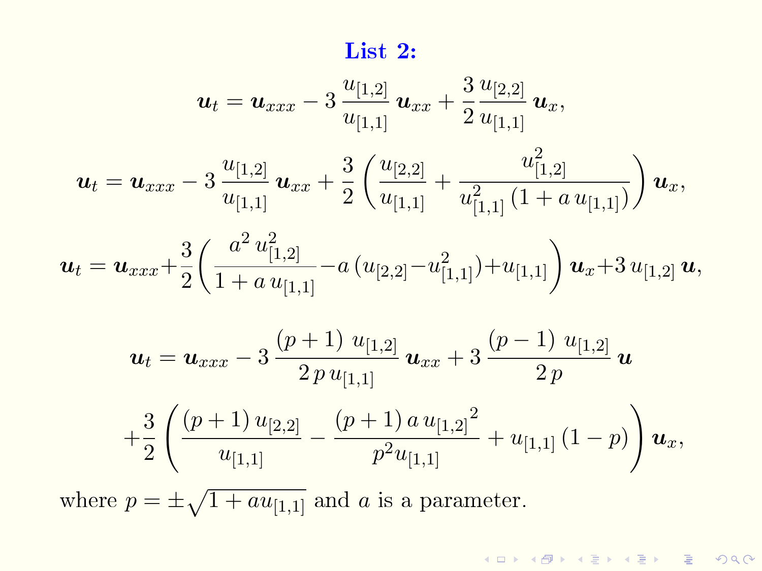## List 2:

$$\boldsymbol{u}_t = \boldsymbol{u}_{xxx} - 3\,\frac{u_{[1,2]}}{u_{[1,1]}}\,\boldsymbol{u}_{xx} + \frac{3}{2}\frac{u_{[2,2]}}{u_{[1,1]}}\,\boldsymbol{u}_x,$$

$$\boldsymbol{u}_t = \boldsymbol{u}_{xxx} - 3\,\frac{u_{[1,2]}}{u_{[1,1]}}\,\boldsymbol{u}_{xx} + \frac{3}{2}\left(\frac{u_{[2,2]}}{u_{[1,1]}} + \frac{u_{[1,2]}^2}{u_{[1,1]}^2\,(1 + a\,u_{[1,1]})}\right)\boldsymbol{u}_x,$$

$$\boldsymbol{u}_t = \boldsymbol{u}_{xxx} + \frac{3}{2}\left(\frac{a^2\,u_{[1,2]}^2}{1 + a\,u_{[1,1]}} - a\,(u_{[2,2]} - u_{[1,1]}^2) + u_{[1,1]}\right)\boldsymbol{u}_x + 3\,u_{[1,2]}\,\boldsymbol{u},$$

$$\boldsymbol{u}_t = \boldsymbol{u}_{xxx} - 3\,\frac{(p+1)\;u_{[1,2]}}{2\,p\,u_{[1,1]}}\,\boldsymbol{u}_{xx} + 3\,\frac{(p-1)\;u_{[1,2]}}{2\,p}\,\boldsymbol{u}$$

$$+\frac{3}{2}\left(\frac{(p+1)\,u_{[2,2]}}{u_{[1,1]}} - \frac{(p+1)\,a\,{u_{[1,2]}}^2}{p^2 u_{[1,1]}} + u_{[1,1]}\,(1-p)\right)\boldsymbol{u}_x,$$

where $p = \pm\sqrt{1 + a u_{[1,1]}}$ and $a$ is a parameter.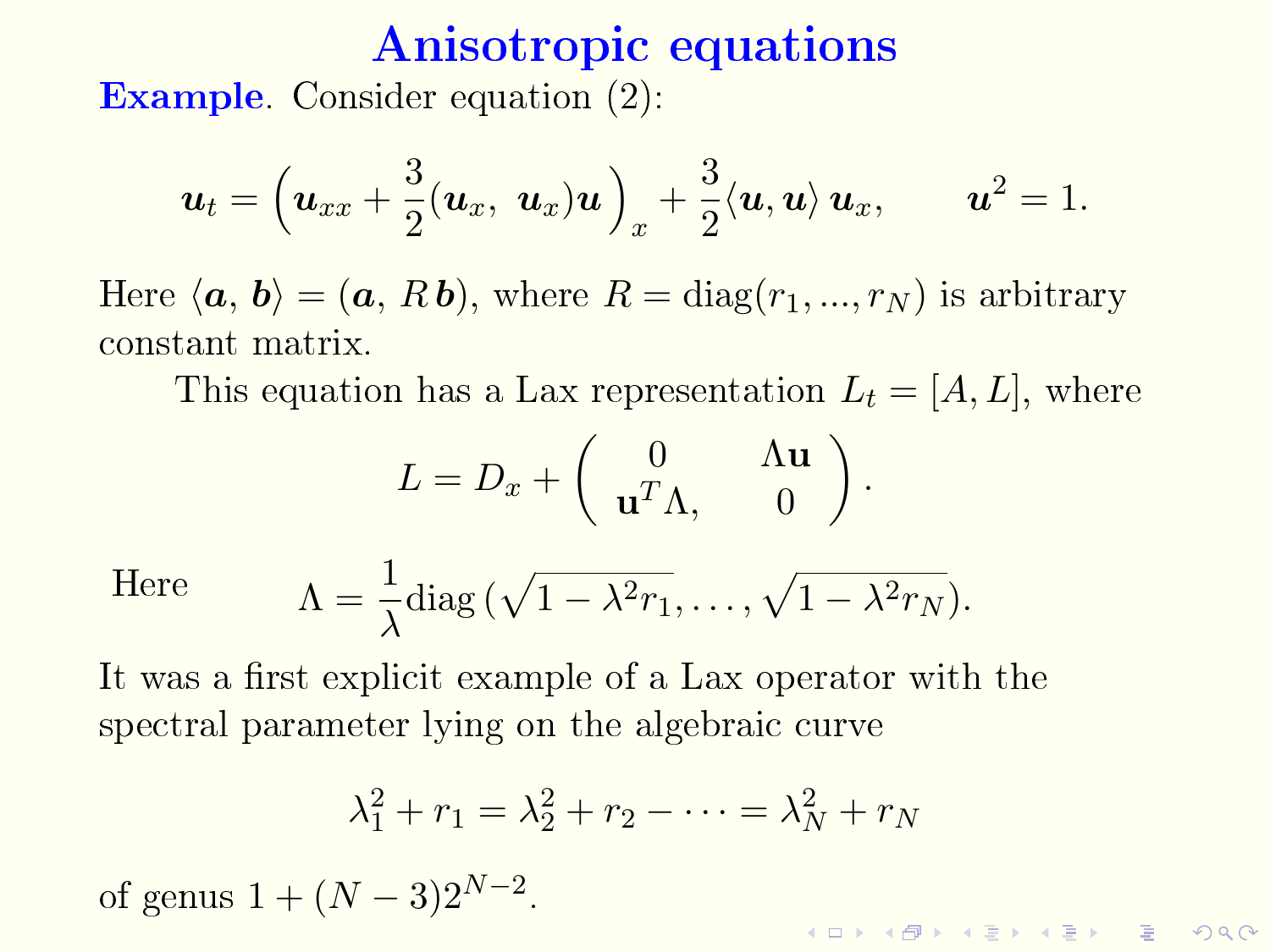# Anisotropic equations

**Example**. Consider equation (2):

$$\boldsymbol{u}_t = \Big(\boldsymbol{u}_{xx} + \frac{3}{2}(\boldsymbol{u}_x,\ \boldsymbol{u}_x)\boldsymbol{u}\Big)_x + \frac{3}{2}\langle \boldsymbol{u}, \boldsymbol{u}\rangle\, \boldsymbol{u}_x, \qquad \boldsymbol{u}^2 = 1.$$

Here $\langle \boldsymbol{a},\ \boldsymbol{b}\rangle = (\boldsymbol{a},\ R\,\boldsymbol{b})$, where $R = \text{diag}(r_1, ..., r_N)$ is arbitrary constant matrix.

This equation has a Lax representation $L_t = [A, L]$, where

$$L = D_x + \begin{pmatrix} 0 & \Lambda\mathbf{u} \\ \mathbf{u}^T\Lambda, & 0 \end{pmatrix}.$$

Here
$$\Lambda = \frac{1}{\lambda}\text{diag}\,(\sqrt{1-\lambda^2 r_1}, \ldots, \sqrt{1-\lambda^2 r_N}).$$

It was a first explicit example of a Lax operator with the spectral parameter lying on the algebraic curve

$$\lambda_1^2 + r_1 = \lambda_2^2 + r_2 - \cdots = \lambda_N^2 + r_N$$

of genus $1 + (N-3)2^{N-2}$.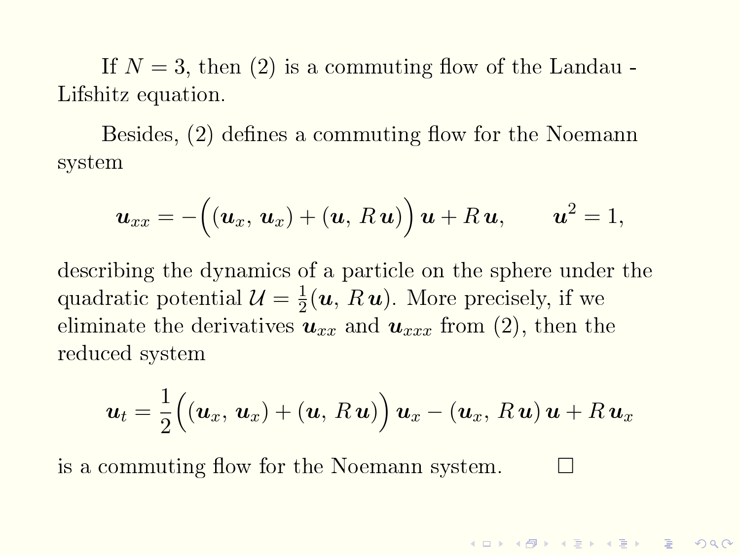If $N = 3$, then (2) is a commuting flow of the Landau - Lifshitz equation.

Besides, (2) defines a commuting flow for the Noemann system

$$\boldsymbol{u}_{xx} = -\Big((\boldsymbol{u}_x,\, \boldsymbol{u}_x) + (\boldsymbol{u},\, R\,\boldsymbol{u})\Big)\,\boldsymbol{u} + R\,\boldsymbol{u}, \qquad \boldsymbol{u}^2 = 1,$$

describing the dynamics of a particle on the sphere under the quadratic potential $\mathcal{U} = \frac{1}{2}(\boldsymbol{u},\, R\,\boldsymbol{u})$. More precisely, if we eliminate the derivatives $\boldsymbol{u}_{xx}$ and $\boldsymbol{u}_{xxx}$ from (2), then the reduced system

$$\boldsymbol{u}_t = \frac{1}{2}\Big((\boldsymbol{u}_x,\, \boldsymbol{u}_x) + (\boldsymbol{u},\, R\,\boldsymbol{u})\Big)\,\boldsymbol{u}_x - (\boldsymbol{u}_x,\, R\,\boldsymbol{u})\,\boldsymbol{u} + R\,\boldsymbol{u}_x$$

is a commuting flow for the Noemann system. $\square$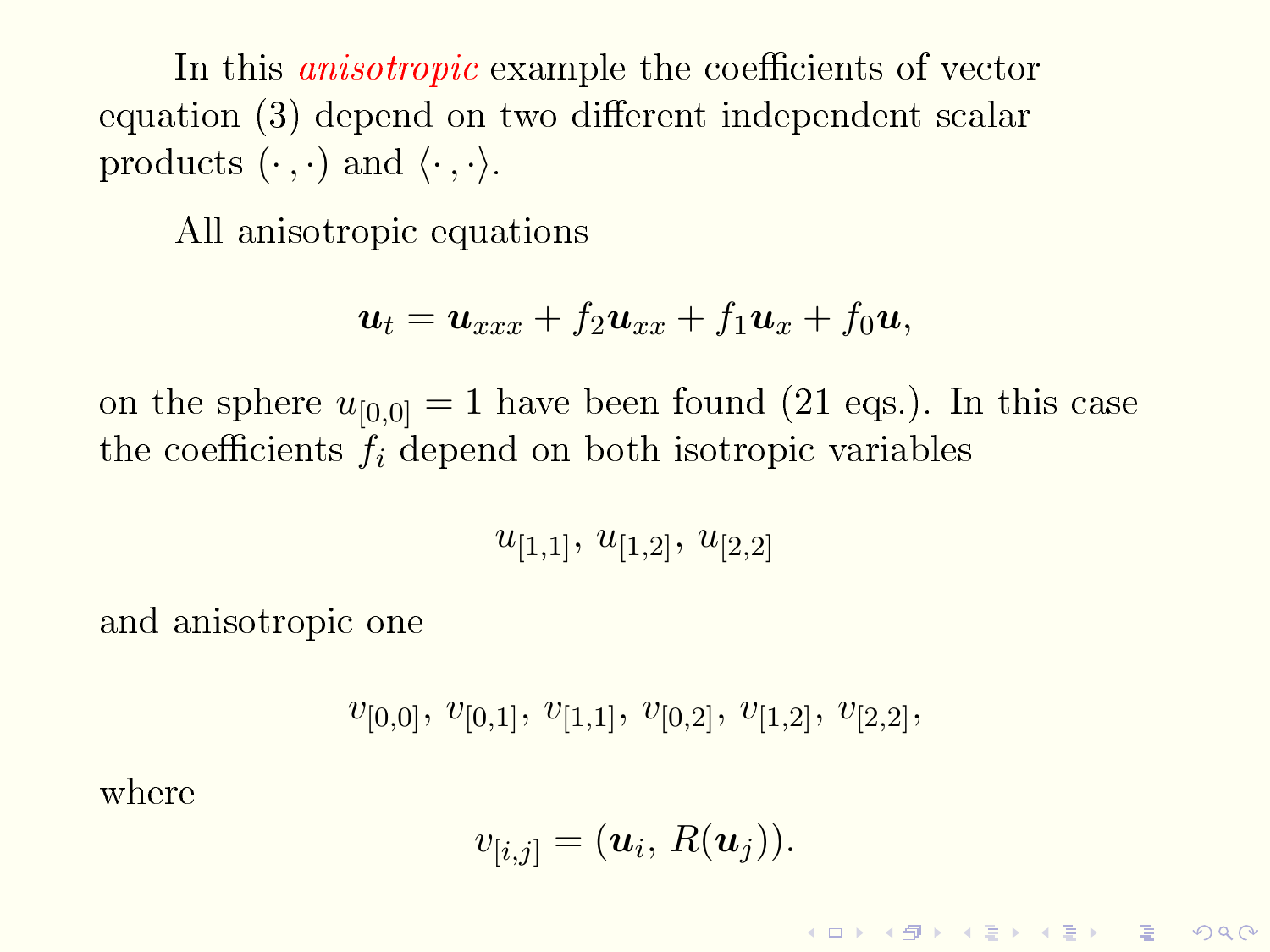In this *anisotropic* example the coefficients of vector equation (3) depend on two different independent scalar products $(\cdot\,,\cdot)$ and $\langle\cdot\,,\cdot\rangle$.

All anisotropic equations

$$\boldsymbol{u}_t = \boldsymbol{u}_{xxx} + f_2 \boldsymbol{u}_{xx} + f_1 \boldsymbol{u}_x + f_0 \boldsymbol{u},$$

on the sphere $u_{[0,0]} = 1$ have been found (21 eqs.). In this case the coefficients $f_i$ depend on both isotropic variables

$$u_{[1,1]},\, u_{[1,2]},\, u_{[2,2]}$$

and anisotropic one

$$v_{[0,0]},\, v_{[0,1]},\, v_{[1,1]},\, v_{[0,2]},\, v_{[1,2]},\, v_{[2,2]},$$

where

$$v_{[i,j]} = (\boldsymbol{u}_i,\, R(\boldsymbol{u}_j)).$$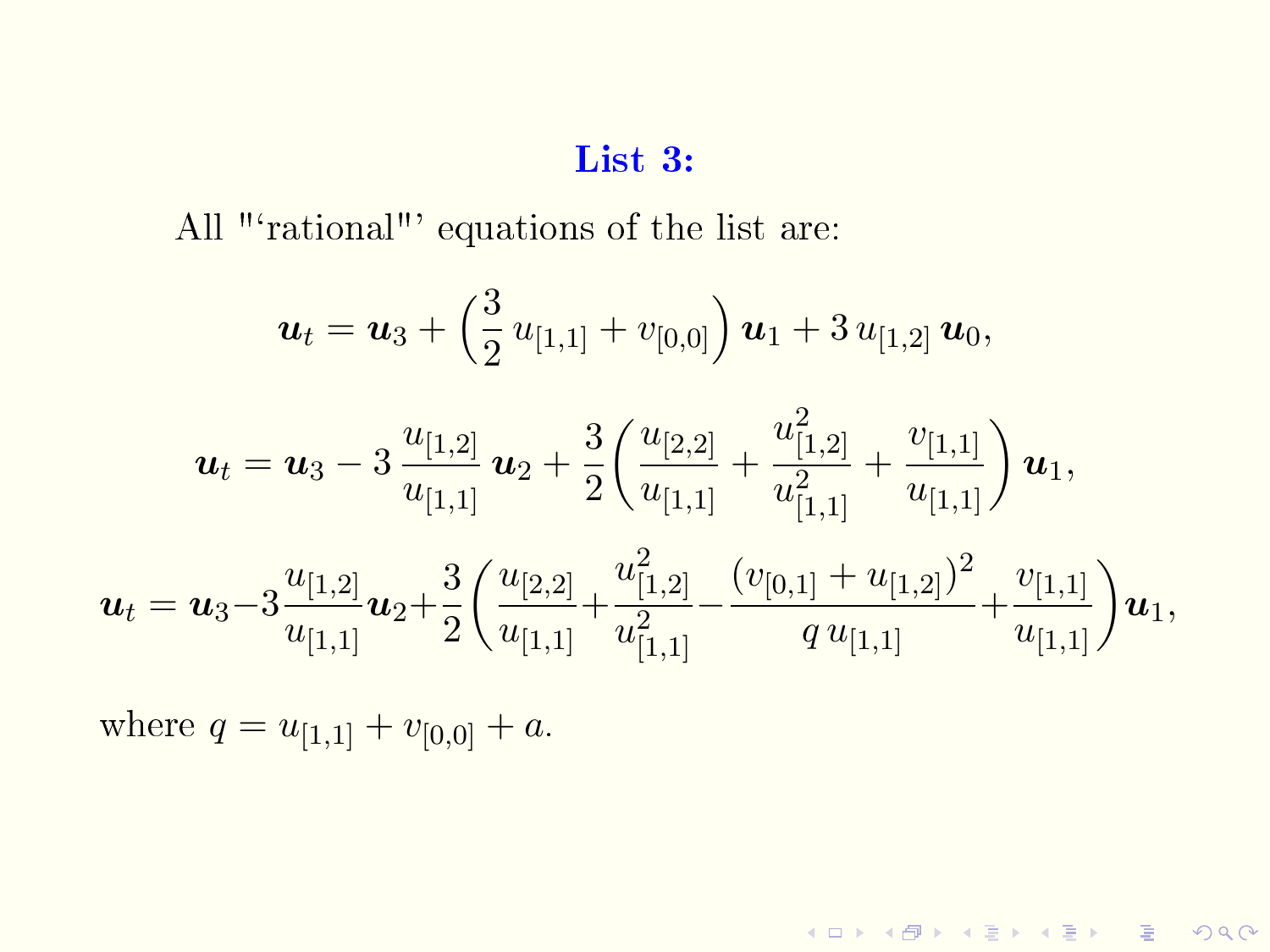## List 3:

All "‘rational"’ equations of the list are:

$$\boldsymbol{u}_t = \boldsymbol{u}_3 + \left(\frac{3}{2}\, u_{[1,1]} + v_{[0,0]}\right) \boldsymbol{u}_1 + 3\, u_{[1,2]}\, \boldsymbol{u}_0,$$

$$\boldsymbol{u}_t = \boldsymbol{u}_3 - 3\, \frac{u_{[1,2]}}{u_{[1,1]}}\, \boldsymbol{u}_2 + \frac{3}{2}\left(\frac{u_{[2,2]}}{u_{[1,1]}} + \frac{u_{[1,2]}^2}{u_{[1,1]}^2} + \frac{v_{[1,1]}}{u_{[1,1]}}\right) \boldsymbol{u}_1,$$

$$\boldsymbol{u}_t = \boldsymbol{u}_3 - 3\frac{u_{[1,2]}}{u_{[1,1]}}\boldsymbol{u}_2 + \frac{3}{2}\left(\frac{u_{[2,2]}}{u_{[1,1]}} + \frac{u_{[1,2]}^2}{u_{[1,1]}^2} - \frac{(v_{[0,1]} + u_{[1,2]})^2}{q\, u_{[1,1]}} + \frac{v_{[1,1]}}{u_{[1,1]}}\right)\boldsymbol{u}_1,$$

where $q = u_{[1,1]} + v_{[0,0]} + a$.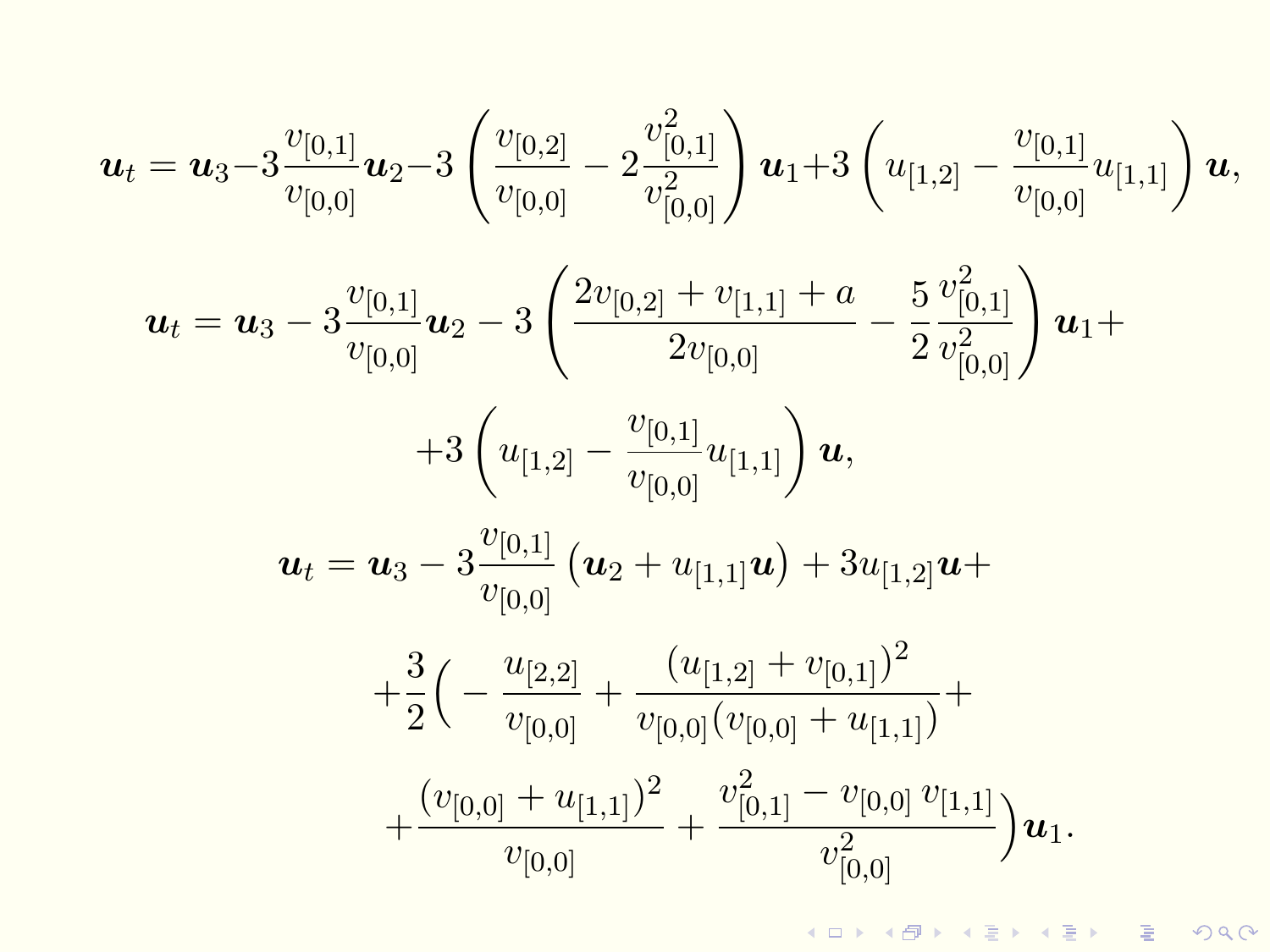$$\boldsymbol{u}_t = \boldsymbol{u}_3 - 3\frac{v_{[0,1]}}{v_{[0,0]}}\boldsymbol{u}_2 - 3\left(\frac{v_{[0,2]}}{v_{[0,0]}} - 2\frac{v_{[0,1]}^2}{v_{[0,0]}^2}\right)\boldsymbol{u}_1 + 3\left(u_{[1,2]} - \frac{v_{[0,1]}}{v_{[0,0]}}u_{[1,1]}\right)\boldsymbol{u},$$

$$\boldsymbol{u}_t = \boldsymbol{u}_3 - 3\frac{v_{[0,1]}}{v_{[0,0]}}\boldsymbol{u}_2 - 3\left(\frac{2v_{[0,2]} + v_{[1,1]} + a}{2v_{[0,0]}} - \frac{5}{2}\frac{v_{[0,1]}^2}{v_{[0,0]}^2}\right)\boldsymbol{u}_1 +$$

$$+3\left(u_{[1,2]} - \frac{v_{[0,1]}}{v_{[0,0]}}u_{[1,1]}\right)\boldsymbol{u},$$

$$\boldsymbol{u}_t = \boldsymbol{u}_3 - 3\frac{v_{[0,1]}}{v_{[0,0]}}\left(\boldsymbol{u}_2 + u_{[1,1]}\boldsymbol{u}\right) + 3u_{[1,2]}\boldsymbol{u} +$$

$$+\frac{3}{2}\Bigg( - \frac{u_{[2,2]}}{v_{[0,0]}} + \frac{(u_{[1,2]} + v_{[0,1]})^2}{v_{[0,0]}(v_{[0,0]} + u_{[1,1]})} +$$

$$+\frac{(v_{[0,0]} + u_{[1,1]})^2}{v_{[0,0]}} + \frac{v_{[0,1]}^2 - v_{[0,0]}\,v_{[1,1]}}{v_{[0,0]}^2}\Bigg)\boldsymbol{u}_1.$$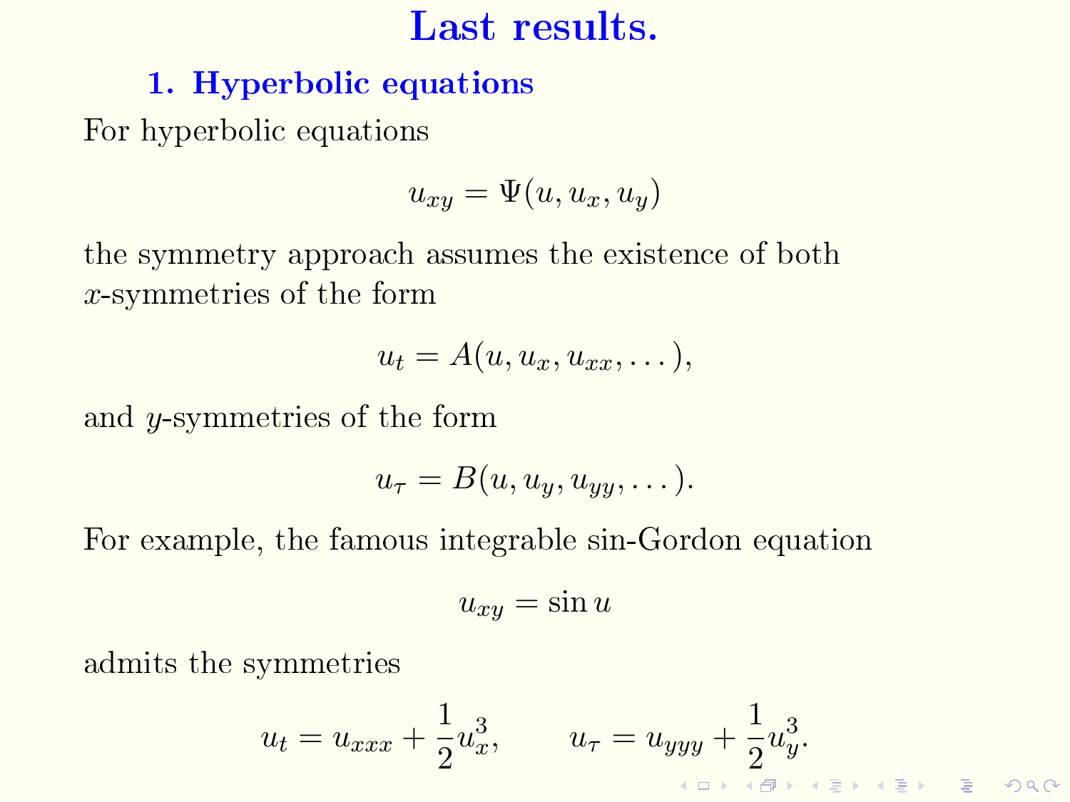# Last results.

## 1. Hyperbolic equations

For hyperbolic equations

$$u_{xy} = \Psi(u, u_x, u_y)$$

the symmetry approach assumes the existence of both $x$-symmetries of the form

$$u_t = A(u, u_x, u_{xx}, \dots),$$

and $y$-symmetries of the form

$$u_\tau = B(u, u_y, u_{yy}, \dots).$$

For example, the famous integrable sin-Gordon equation

$$u_{xy} = \sin u$$

admits the symmetries

$$u_t = u_{xxx} + \frac{1}{2}u_x^3, \qquad u_\tau = u_{yyy} + \frac{1}{2}u_y^3.$$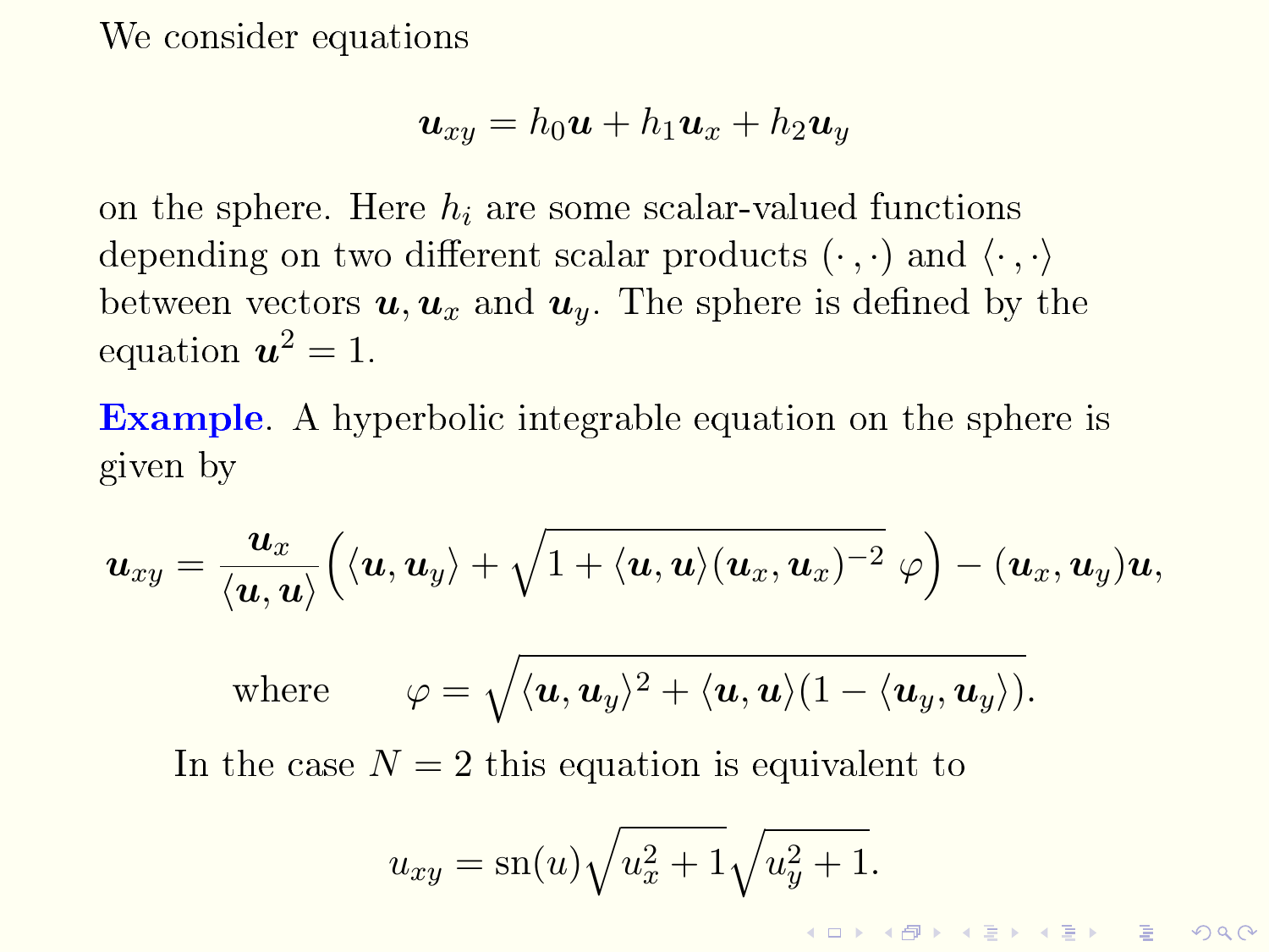We consider equations

$$\boldsymbol{u}_{xy} = h_0 \boldsymbol{u} + h_1 \boldsymbol{u}_x + h_2 \boldsymbol{u}_y$$

on the sphere. Here $h_i$ are some scalar-valued functions depending on two different scalar products $(\cdot\,,\cdot)$ and $\langle\cdot\,,\cdot\rangle$ between vectors $\boldsymbol{u}, \boldsymbol{u}_x$ and $\boldsymbol{u}_y$. The sphere is defined by the equation $\boldsymbol{u}^2 = 1$.

**Example**. A hyperbolic integrable equation on the sphere is given by

$$\boldsymbol{u}_{xy} = \frac{\boldsymbol{u}_x}{\langle \boldsymbol{u}, \boldsymbol{u}\rangle}\Big(\langle \boldsymbol{u}, \boldsymbol{u}_y\rangle + \sqrt{1 + \langle \boldsymbol{u}, \boldsymbol{u}\rangle (\boldsymbol{u}_x, \boldsymbol{u}_x)^{-2}}\ \varphi\Big) - (\boldsymbol{u}_x, \boldsymbol{u}_y)\boldsymbol{u},$$

$$\text{where} \qquad \varphi = \sqrt{\langle \boldsymbol{u}, \boldsymbol{u}_y\rangle^2 + \langle \boldsymbol{u}, \boldsymbol{u}\rangle (1 - \langle \boldsymbol{u}_y, \boldsymbol{u}_y\rangle)}.$$

In the case $N = 2$ this equation is equivalent to

$$u_{xy} = \operatorname{sn}(u)\sqrt{u_x^2 + 1}\sqrt{u_y^2 + 1}.$$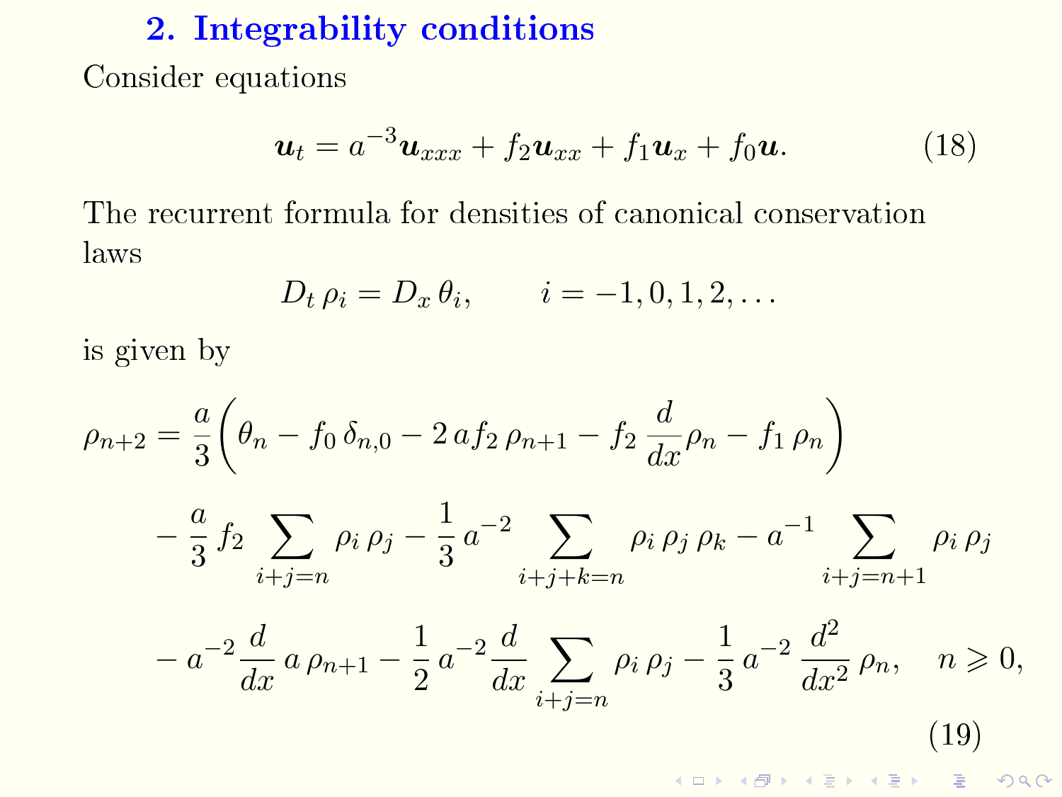## 2. Integrability conditions

Consider equations

$$\boldsymbol{u}_t = a^{-3}\boldsymbol{u}_{xxx} + f_2\boldsymbol{u}_{xx} + f_1\boldsymbol{u}_x + f_0\boldsymbol{u}. \tag{18}$$

The recurrent formula for densities of canonical conservation laws

$$D_t\,\rho_i = D_x\,\theta_i, \qquad i = -1, 0, 1, 2, \dots$$

is given by

$$\begin{aligned}
\rho_{n+2} = {} & \frac{a}{3}\Big(\theta_n - f_0\,\delta_{n,0} - 2\,a f_2\,\rho_{n+1} - f_2\,\frac{d}{dx}\rho_n - f_1\,\rho_n\Big) \\
& - \frac{a}{3}\,f_2\sum_{i+j=n}\rho_i\,\rho_j - \frac{1}{3}\,a^{-2}\sum_{i+j+k=n}\rho_i\,\rho_j\,\rho_k - a^{-1}\sum_{i+j=n+1}\rho_i\,\rho_j \\
& - a^{-2}\frac{d}{dx}\,a\,\rho_{n+1} - \frac{1}{2}\,a^{-2}\frac{d}{dx}\sum_{i+j=n}\rho_i\,\rho_j - \frac{1}{3}\,a^{-2}\,\frac{d^2}{dx^2}\,\rho_n, \quad n \geqslant 0,
\end{aligned} \tag{19}$$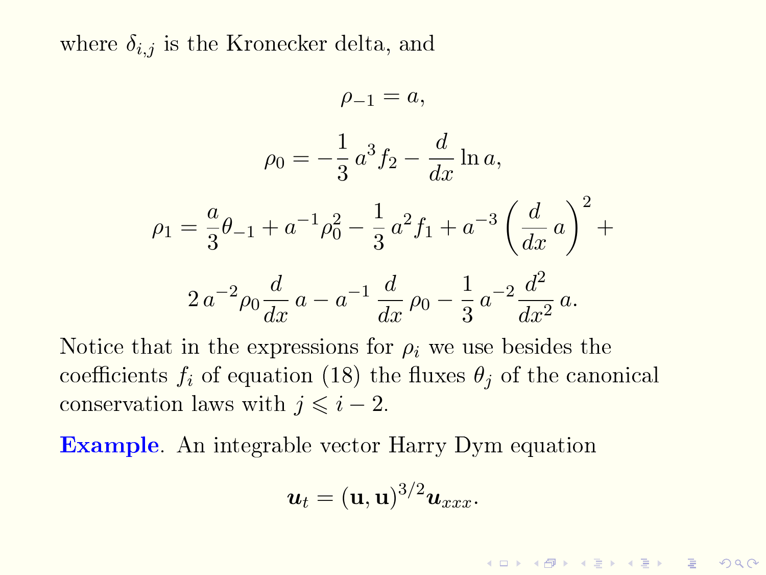where $\delta_{i,j}$ is the Kronecker delta, and

$$\rho_{-1} = a,$$

$$\rho_0 = -\frac{1}{3}\, a^3 f_2 - \frac{d}{dx} \ln a,$$

$$\rho_1 = \frac{a}{3}\theta_{-1} + a^{-1}\rho_0^2 - \frac{1}{3}\, a^2 f_1 + a^{-3}\left(\frac{d}{dx}\, a\right)^2 +$$

$$2\, a^{-2}\rho_0 \frac{d}{dx}\, a - a^{-1}\, \frac{d}{dx}\, \rho_0 - \frac{1}{3}\, a^{-2} \frac{d^2}{dx^2}\, a.$$

Notice that in the expressions for $\rho_i$ we use besides the coefficients $f_i$ of equation (18) the fluxes $\theta_j$ of the canonical conservation laws with $j \leqslant i-2$.

**Example**. An integrable vector Harry Dym equation

$$\boldsymbol{u}_t = (\mathbf{u}, \mathbf{u})^{3/2} \boldsymbol{u}_{xxx}.$$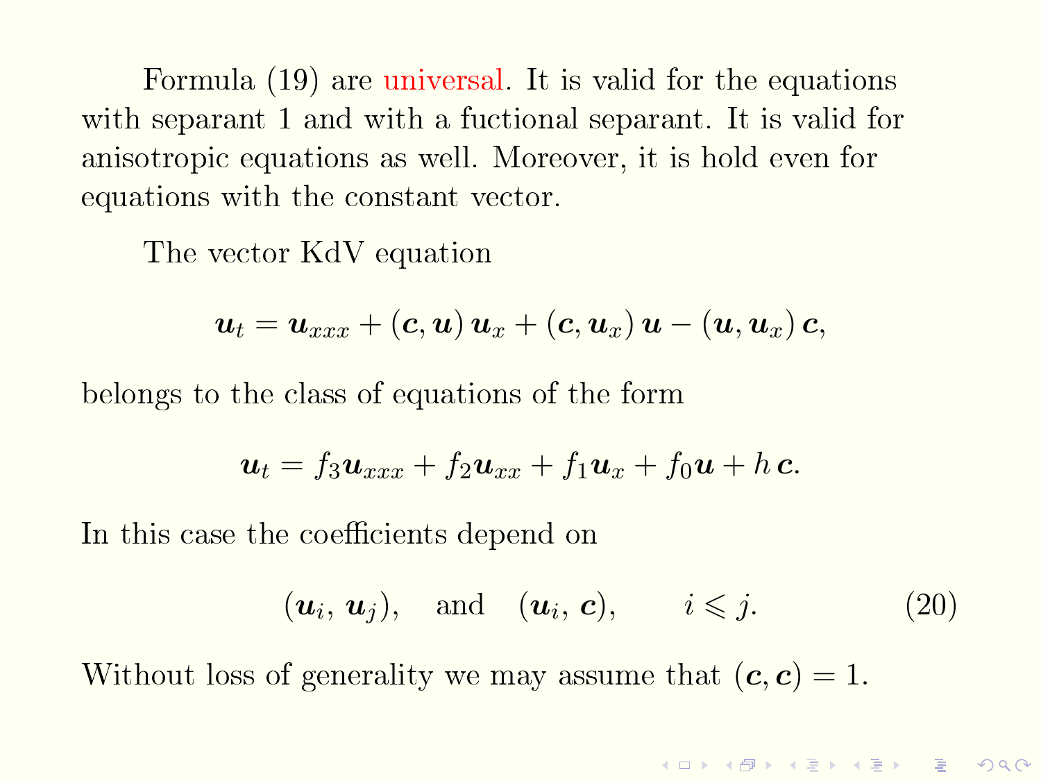Formula (19) are universal. It is valid for the equations with separant 1 and with a fuctional separant. It is valid for anisotropic equations as well. Moreover, it is hold even for equations with the constant vector.

The vector KdV equation

$$\boldsymbol{u}_t = \boldsymbol{u}_{xxx} + (\boldsymbol{c}, \boldsymbol{u})\, \boldsymbol{u}_x + (\boldsymbol{c}, \boldsymbol{u}_x)\, \boldsymbol{u} - (\boldsymbol{u}, \boldsymbol{u}_x)\, \boldsymbol{c},$$

belongs to the class of equations of the form

$$\boldsymbol{u}_t = f_3 \boldsymbol{u}_{xxx} + f_2 \boldsymbol{u}_{xx} + f_1 \boldsymbol{u}_x + f_0 \boldsymbol{u} + h\, \boldsymbol{c}.$$

In this case the coefficients depend on

$$(\boldsymbol{u}_i,\, \boldsymbol{u}_j), \quad \text{and} \quad (\boldsymbol{u}_i,\, \boldsymbol{c}), \qquad i \leqslant j. \tag{20}$$

Without loss of generality we may assume that $(\boldsymbol{c}, \boldsymbol{c}) = 1$.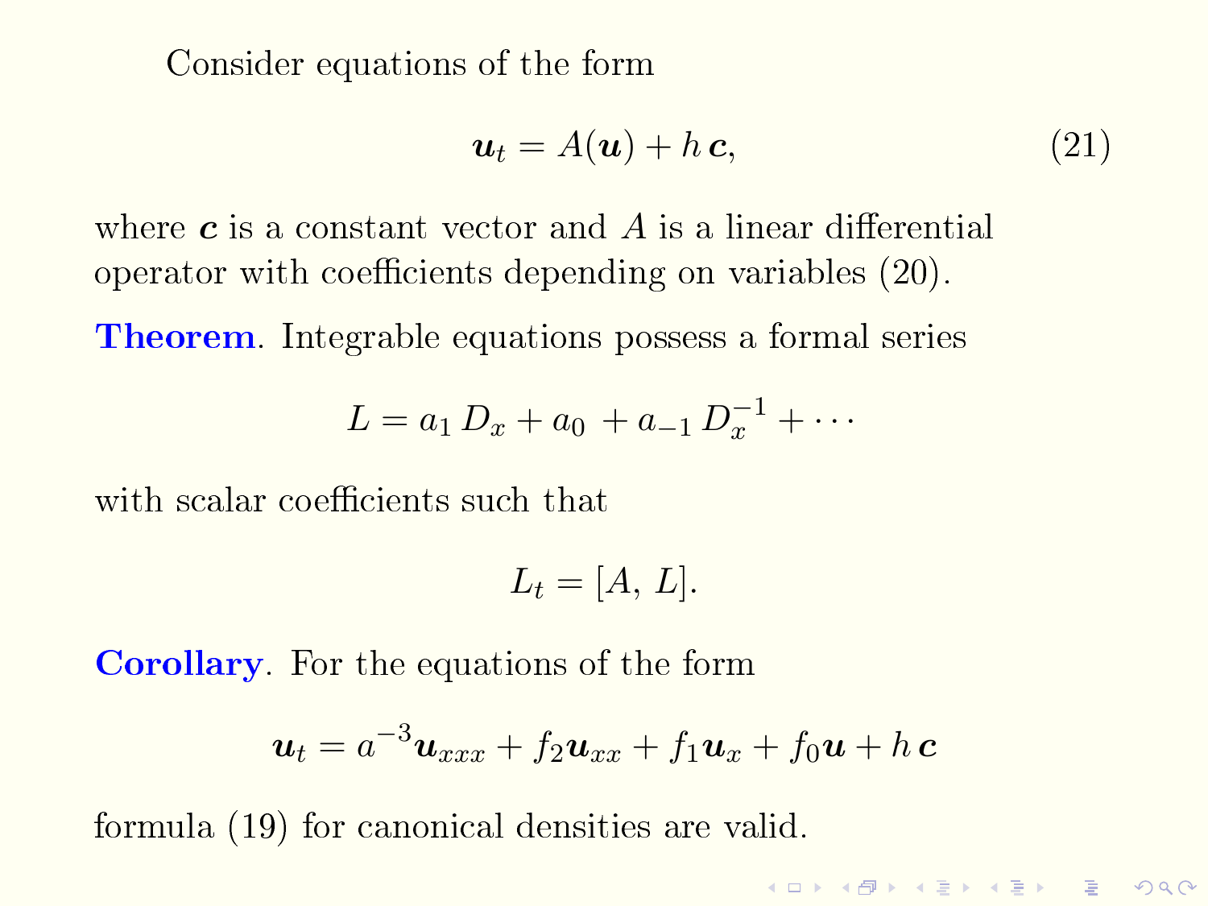Consider equations of the form

$$\boldsymbol{u}_t = A(\boldsymbol{u}) + h\,\boldsymbol{c}, \tag{21}$$

where $\boldsymbol{c}$ is a constant vector and $A$ is a linear differential operator with coefficients depending on variables (20).

**Theorem**. Integrable equations possess a formal series

$$L = a_1\, D_x + a_0\, + a_{-1}\, D_x^{-1} + \cdots$$

with scalar coefficients such that

$$L_t = [A,\, L].$$

**Corollary**. For the equations of the form

$$\boldsymbol{u}_t = a^{-3}\boldsymbol{u}_{xxx} + f_2\boldsymbol{u}_{xx} + f_1\boldsymbol{u}_x + f_0\boldsymbol{u} + h\,\boldsymbol{c}$$

formula (19) for canonical densities are valid.